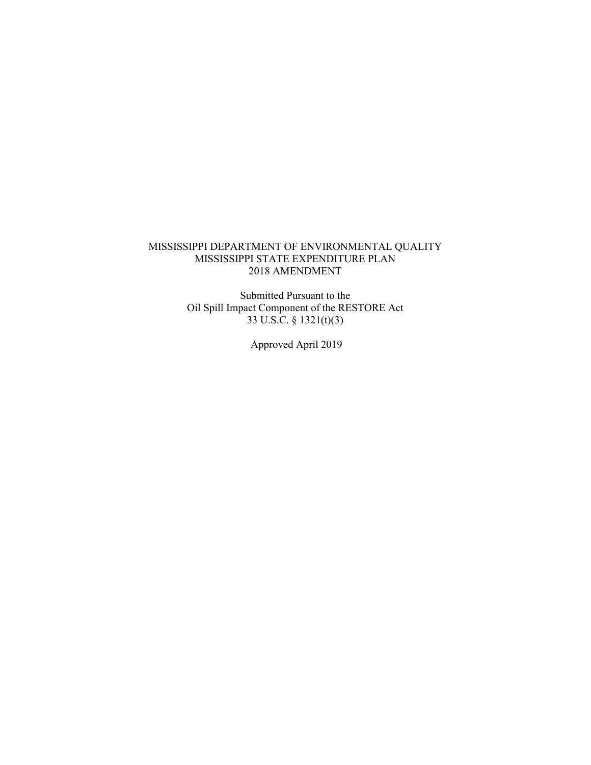# MISSISSIPPI DEPARTMENT OF ENVIRONMENTAL QUALITY
# MISSISSIPPI STATE EXPENDITURE PLAN
# 2018 AMENDMENT

Submitted Pursuant to the
Oil Spill Impact Component of the RESTORE Act
33 U.S.C. § 1321(t)(3)

Approved April 2019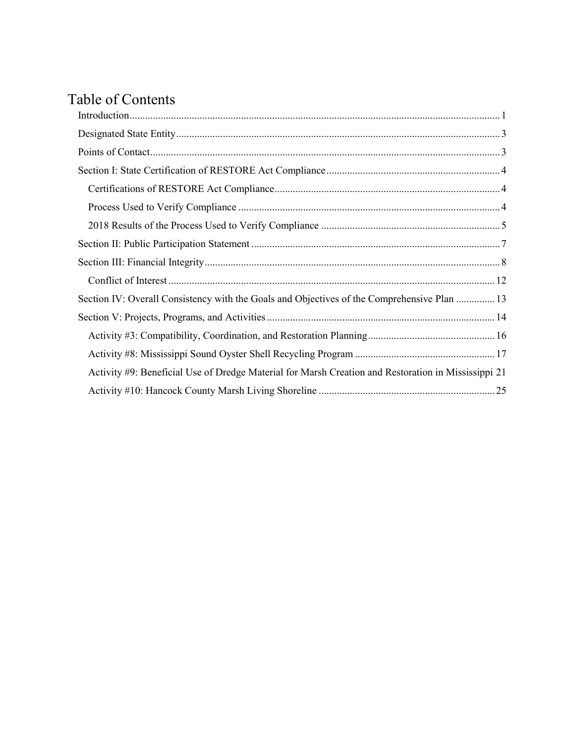# Table of Contents

Introduction .......... 1

Designated State Entity .......... 3

Points of Contact .......... 3

- Section I: State Certification of RESTORE Act Compliance .......... 4
  - Certifications of RESTORE Act Compliance .......... 4
  - Process Used to Verify Compliance .......... 4
  - 2018 Results of the Process Used to Verify Compliance .......... 5
- Section II: Public Participation Statement .......... 7
- Section III: Financial Integrity .......... 8
  - Conflict of Interest .......... 12
- Section IV: Overall Consistency with the Goals and Objectives of the Comprehensive Plan .......... 13
- Section V: Projects, Programs, and Activities .......... 14
  - Activity #3: Compatibility, Coordination, and Restoration Planning .......... 16
  - Activity #8: Mississippi Sound Oyster Shell Recycling Program .......... 17
  - Activity #9: Beneficial Use of Dredge Material for Marsh Creation and Restoration in Mississippi .......... 21
  - Activity #10: Hancock County Marsh Living Shoreline .......... 25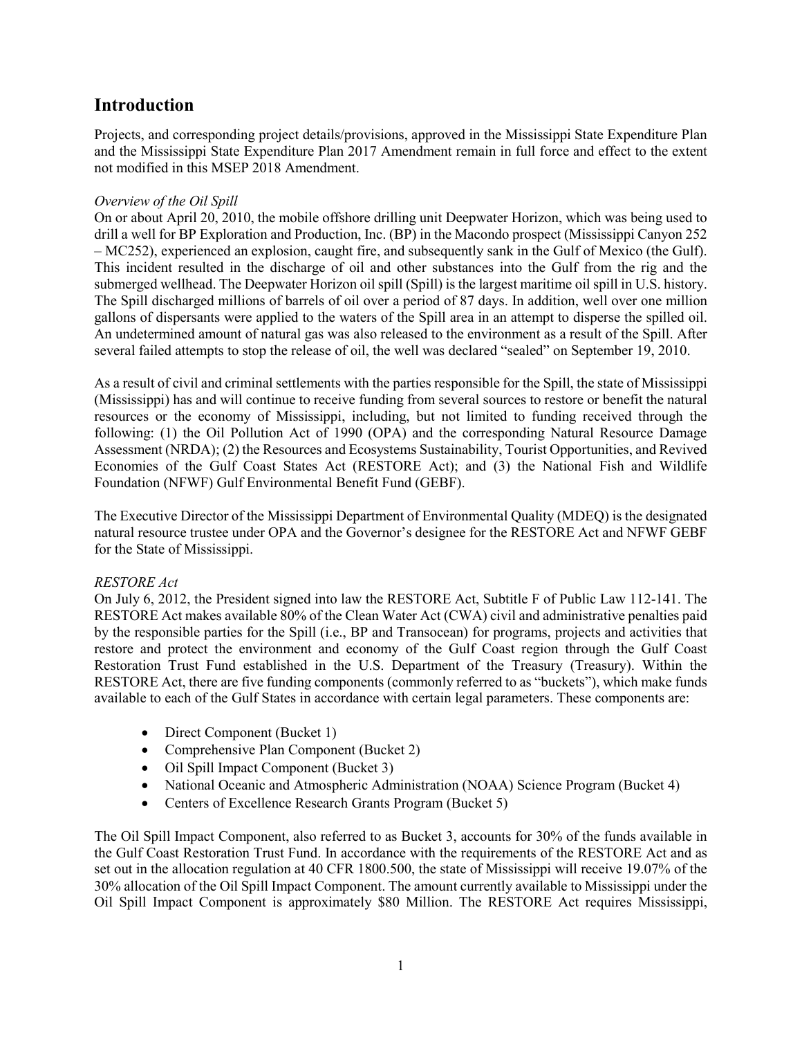## Introduction

Projects, and corresponding project details/provisions, approved in the Mississippi State Expenditure Plan and the Mississippi State Expenditure Plan 2017 Amendment remain in full force and effect to the extent not modified in this MSEP 2018 Amendment.

*Overview of the Oil Spill*

On or about April 20, 2010, the mobile offshore drilling unit Deepwater Horizon, which was being used to drill a well for BP Exploration and Production, Inc. (BP) in the Macondo prospect (Mississippi Canyon 252 – MC252), experienced an explosion, caught fire, and subsequently sank in the Gulf of Mexico (the Gulf). This incident resulted in the discharge of oil and other substances into the Gulf from the rig and the submerged wellhead. The Deepwater Horizon oil spill (Spill) is the largest maritime oil spill in U.S. history. The Spill discharged millions of barrels of oil over a period of 87 days. In addition, well over one million gallons of dispersants were applied to the waters of the Spill area in an attempt to disperse the spilled oil. An undetermined amount of natural gas was also released to the environment as a result of the Spill. After several failed attempts to stop the release of oil, the well was declared "sealed" on September 19, 2010.

As a result of civil and criminal settlements with the parties responsible for the Spill, the state of Mississippi (Mississippi) has and will continue to receive funding from several sources to restore or benefit the natural resources or the economy of Mississippi, including, but not limited to funding received through the following: (1) the Oil Pollution Act of 1990 (OPA) and the corresponding Natural Resource Damage Assessment (NRDA); (2) the Resources and Ecosystems Sustainability, Tourist Opportunities, and Revived Economies of the Gulf Coast States Act (RESTORE Act); and (3) the National Fish and Wildlife Foundation (NFWF) Gulf Environmental Benefit Fund (GEBF).

The Executive Director of the Mississippi Department of Environmental Quality (MDEQ) is the designated natural resource trustee under OPA and the Governor's designee for the RESTORE Act and NFWF GEBF for the State of Mississippi.

*RESTORE Act*

On July 6, 2012, the President signed into law the RESTORE Act, Subtitle F of Public Law 112-141. The RESTORE Act makes available 80% of the Clean Water Act (CWA) civil and administrative penalties paid by the responsible parties for the Spill (i.e., BP and Transocean) for programs, projects and activities that restore and protect the environment and economy of the Gulf Coast region through the Gulf Coast Restoration Trust Fund established in the U.S. Department of the Treasury (Treasury). Within the RESTORE Act, there are five funding components (commonly referred to as "buckets"), which make funds available to each of the Gulf States in accordance with certain legal parameters. These components are:

- Direct Component (Bucket 1)
- Comprehensive Plan Component (Bucket 2)
- Oil Spill Impact Component (Bucket 3)
- National Oceanic and Atmospheric Administration (NOAA) Science Program (Bucket 4)
- Centers of Excellence Research Grants Program (Bucket 5)

The Oil Spill Impact Component, also referred to as Bucket 3, accounts for 30% of the funds available in the Gulf Coast Restoration Trust Fund. In accordance with the requirements of the RESTORE Act and as set out in the allocation regulation at 40 CFR 1800.500, the state of Mississippi will receive 19.07% of the 30% allocation of the Oil Spill Impact Component. The amount currently available to Mississippi under the Oil Spill Impact Component is approximately $80 Million. The RESTORE Act requires Mississippi,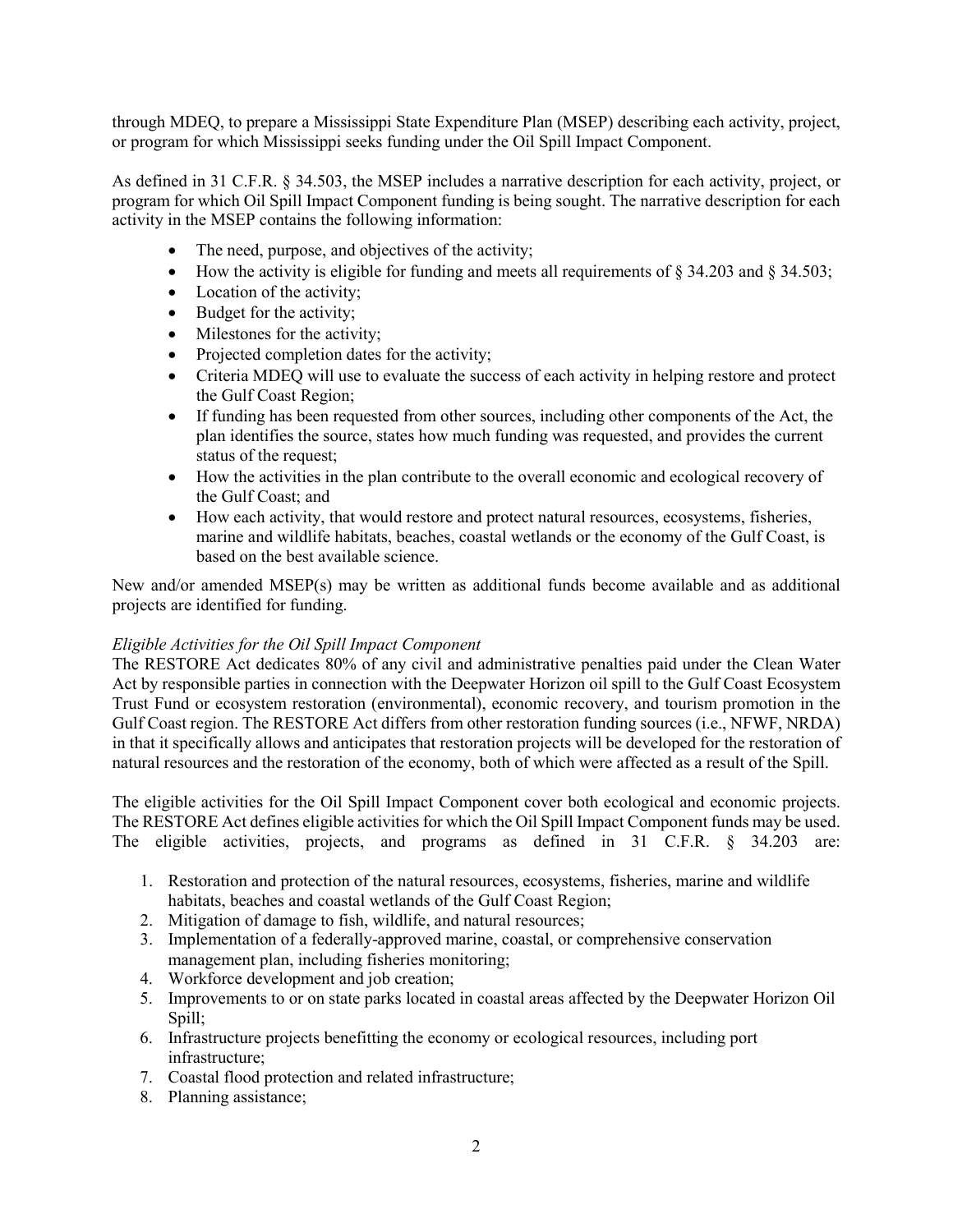through MDEQ, to prepare a Mississippi State Expenditure Plan (MSEP) describing each activity, project, or program for which Mississippi seeks funding under the Oil Spill Impact Component.

As defined in 31 C.F.R. § 34.503, the MSEP includes a narrative description for each activity, project, or program for which Oil Spill Impact Component funding is being sought. The narrative description for each activity in the MSEP contains the following information:

- The need, purpose, and objectives of the activity;
- How the activity is eligible for funding and meets all requirements of § 34.203 and § 34.503;
- Location of the activity;
- Budget for the activity;
- Milestones for the activity;
- Projected completion dates for the activity;
- Criteria MDEQ will use to evaluate the success of each activity in helping restore and protect the Gulf Coast Region;
- If funding has been requested from other sources, including other components of the Act, the plan identifies the source, states how much funding was requested, and provides the current status of the request;
- How the activities in the plan contribute to the overall economic and ecological recovery of the Gulf Coast; and
- How each activity, that would restore and protect natural resources, ecosystems, fisheries, marine and wildlife habitats, beaches, coastal wetlands or the economy of the Gulf Coast, is based on the best available science.

New and/or amended MSEP(s) may be written as additional funds become available and as additional projects are identified for funding.

*Eligible Activities for the Oil Spill Impact Component*

The RESTORE Act dedicates 80% of any civil and administrative penalties paid under the Clean Water Act by responsible parties in connection with the Deepwater Horizon oil spill to the Gulf Coast Ecosystem Trust Fund or ecosystem restoration (environmental), economic recovery, and tourism promotion in the Gulf Coast region. The RESTORE Act differs from other restoration funding sources (i.e., NFWF, NRDA) in that it specifically allows and anticipates that restoration projects will be developed for the restoration of natural resources and the restoration of the economy, both of which were affected as a result of the Spill.

The eligible activities for the Oil Spill Impact Component cover both ecological and economic projects. The RESTORE Act defines eligible activities for which the Oil Spill Impact Component funds may be used. The eligible activities, projects, and programs as defined in 31 C.F.R. § 34.203 are:

1. Restoration and protection of the natural resources, ecosystems, fisheries, marine and wildlife habitats, beaches and coastal wetlands of the Gulf Coast Region;
2. Mitigation of damage to fish, wildlife, and natural resources;
3. Implementation of a federally-approved marine, coastal, or comprehensive conservation management plan, including fisheries monitoring;
4. Workforce development and job creation;
5. Improvements to or on state parks located in coastal areas affected by the Deepwater Horizon Oil Spill;
6. Infrastructure projects benefitting the economy or ecological resources, including port infrastructure;
7. Coastal flood protection and related infrastructure;
8. Planning assistance;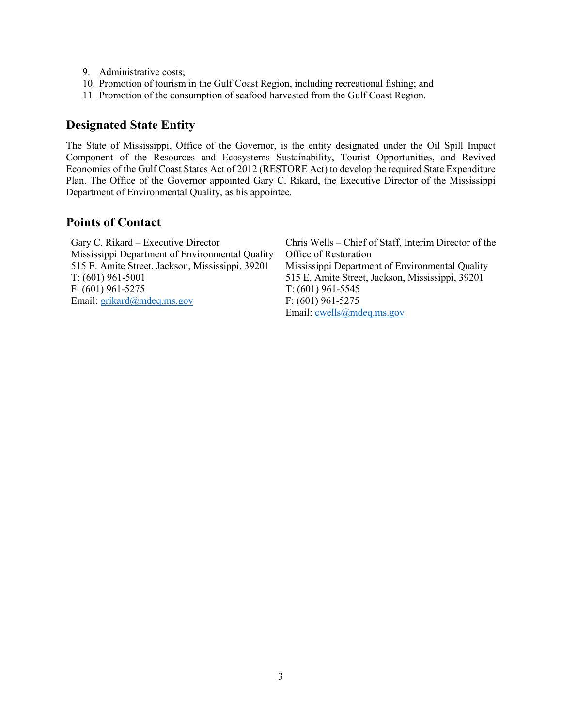9. Administrative costs;
10. Promotion of tourism in the Gulf Coast Region, including recreational fishing; and
11. Promotion of the consumption of seafood harvested from the Gulf Coast Region.

## Designated State Entity

The State of Mississippi, Office of the Governor, is the entity designated under the Oil Spill Impact Component of the Resources and Ecosystems Sustainability, Tourist Opportunities, and Revived Economies of the Gulf Coast States Act of 2012 (RESTORE Act) to develop the required State Expenditure Plan. The Office of the Governor appointed Gary C. Rikard, the Executive Director of the Mississippi Department of Environmental Quality, as his appointee.

## Points of Contact

Gary C. Rikard – Executive Director
Mississippi Department of Environmental Quality
515 E. Amite Street, Jackson, Mississippi, 39201
T: (601) 961-5001
F: (601) 961-5275
Email: grikard@mdeq.ms.gov

Chris Wells – Chief of Staff, Interim Director of the Office of Restoration
Mississippi Department of Environmental Quality
515 E. Amite Street, Jackson, Mississippi, 39201
T: (601) 961-5545
F: (601) 961-5275
Email: cwells@mdeq.ms.gov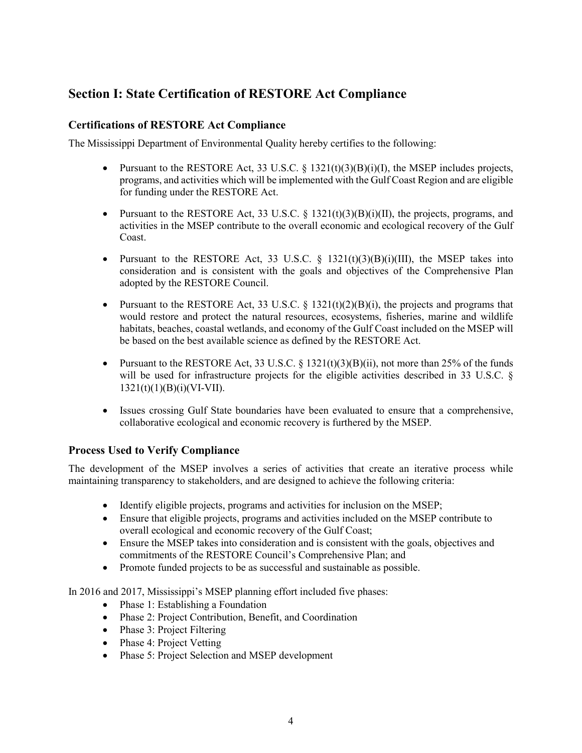## Section I: State Certification of RESTORE Act Compliance

### Certifications of RESTORE Act Compliance

The Mississippi Department of Environmental Quality hereby certifies to the following:

- Pursuant to the RESTORE Act, 33 U.S.C. § 1321(t)(3)(B)(i)(I), the MSEP includes projects, programs, and activities which will be implemented with the Gulf Coast Region and are eligible for funding under the RESTORE Act.
- Pursuant to the RESTORE Act, 33 U.S.C. § 1321(t)(3)(B)(i)(II), the projects, programs, and activities in the MSEP contribute to the overall economic and ecological recovery of the Gulf Coast.
- Pursuant to the RESTORE Act, 33 U.S.C. § 1321(t)(3)(B)(i)(III), the MSEP takes into consideration and is consistent with the goals and objectives of the Comprehensive Plan adopted by the RESTORE Council.
- Pursuant to the RESTORE Act, 33 U.S.C. § 1321(t)(2)(B)(i), the projects and programs that would restore and protect the natural resources, ecosystems, fisheries, marine and wildlife habitats, beaches, coastal wetlands, and economy of the Gulf Coast included on the MSEP will be based on the best available science as defined by the RESTORE Act.
- Pursuant to the RESTORE Act, 33 U.S.C. § 1321(t)(3)(B)(ii), not more than 25% of the funds will be used for infrastructure projects for the eligible activities described in 33 U.S.C. § 1321(t)(1)(B)(i)(VI-VII).
- Issues crossing Gulf State boundaries have been evaluated to ensure that a comprehensive, collaborative ecological and economic recovery is furthered by the MSEP.

### Process Used to Verify Compliance

The development of the MSEP involves a series of activities that create an iterative process while maintaining transparency to stakeholders, and are designed to achieve the following criteria:

- Identify eligible projects, programs and activities for inclusion on the MSEP;
- Ensure that eligible projects, programs and activities included on the MSEP contribute to overall ecological and economic recovery of the Gulf Coast;
- Ensure the MSEP takes into consideration and is consistent with the goals, objectives and commitments of the RESTORE Council's Comprehensive Plan; and
- Promote funded projects to be as successful and sustainable as possible.

In 2016 and 2017, Mississippi's MSEP planning effort included five phases:

- Phase 1: Establishing a Foundation
- Phase 2: Project Contribution, Benefit, and Coordination
- Phase 3: Project Filtering
- Phase 4: Project Vetting
- Phase 5: Project Selection and MSEP development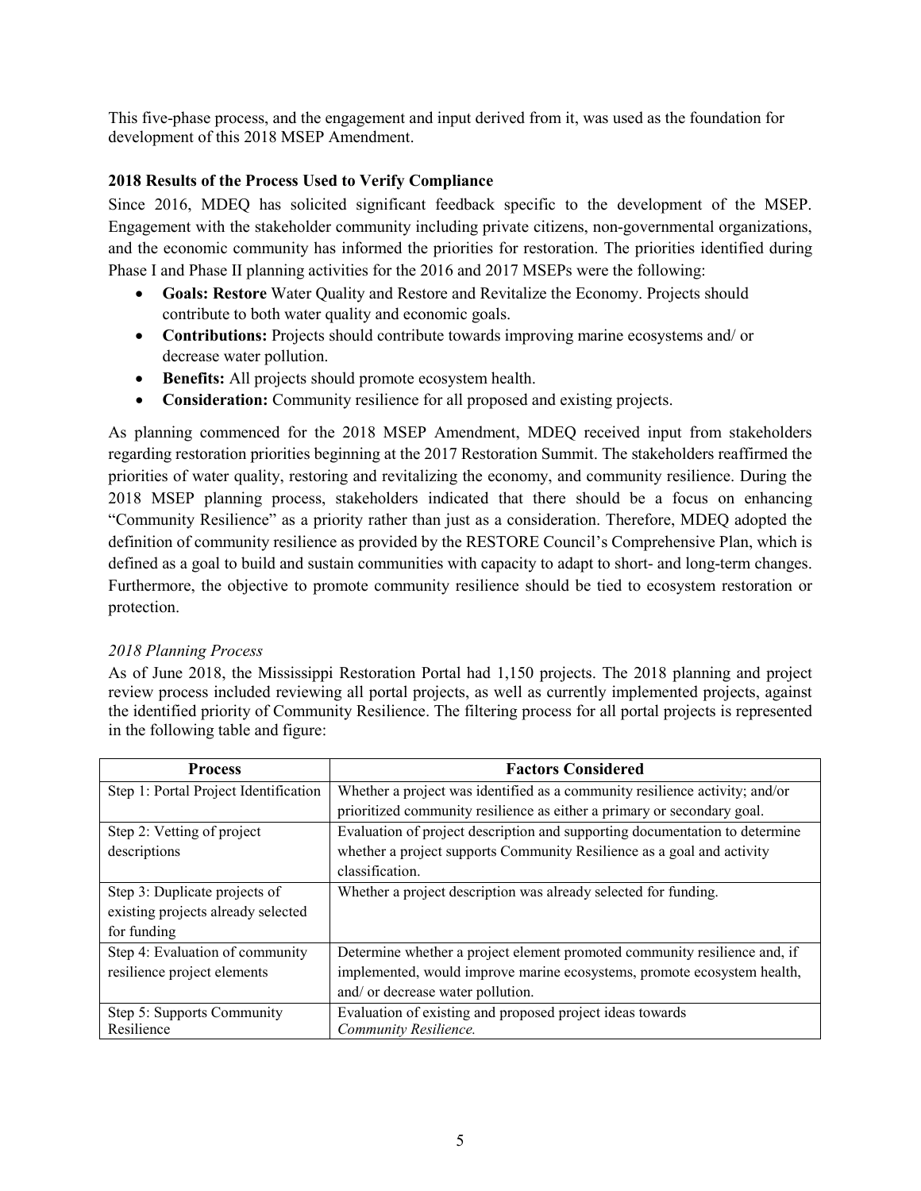This five-phase process, and the engagement and input derived from it, was used as the foundation for development of this 2018 MSEP Amendment.

### 2018 Results of the Process Used to Verify Compliance

Since 2016, MDEQ has solicited significant feedback specific to the development of the MSEP. Engagement with the stakeholder community including private citizens, non-governmental organizations, and the economic community has informed the priorities for restoration. The priorities identified during Phase I and Phase II planning activities for the 2016 and 2017 MSEPs were the following:

- **Goals: Restore** Water Quality and Restore and Revitalize the Economy. Projects should contribute to both water quality and economic goals.
- **Contributions:** Projects should contribute towards improving marine ecosystems and/ or decrease water pollution.
- **Benefits:** All projects should promote ecosystem health.
- **Consideration:** Community resilience for all proposed and existing projects.

As planning commenced for the 2018 MSEP Amendment, MDEQ received input from stakeholders regarding restoration priorities beginning at the 2017 Restoration Summit. The stakeholders reaffirmed the priorities of water quality, restoring and revitalizing the economy, and community resilience. During the 2018 MSEP planning process, stakeholders indicated that there should be a focus on enhancing "Community Resilience" as a priority rather than just as a consideration. Therefore, MDEQ adopted the definition of community resilience as provided by the RESTORE Council's Comprehensive Plan, which is defined as a goal to build and sustain communities with capacity to adapt to short- and long-term changes. Furthermore, the objective to promote community resilience should be tied to ecosystem restoration or protection.

*2018 Planning Process*

As of June 2018, the Mississippi Restoration Portal had 1,150 projects. The 2018 planning and project review process included reviewing all portal projects, as well as currently implemented projects, against the identified priority of Community Resilience. The filtering process for all portal projects is represented in the following table and figure:

| Process | Factors Considered |
|---|---|
| Step 1: Portal Project Identification | Whether a project was identified as a community resilience activity; and/or prioritized community resilience as either a primary or secondary goal. |
| Step 2: Vetting of project descriptions | Evaluation of project description and supporting documentation to determine whether a project supports Community Resilience as a goal and activity classification. |
| Step 3: Duplicate projects of existing projects already selected for funding | Whether a project description was already selected for funding. |
| Step 4: Evaluation of community resilience project elements | Determine whether a project element promoted community resilience and, if implemented, would improve marine ecosystems, promote ecosystem health, and/ or decrease water pollution. |
| Step 5: Supports Community Resilience | Evaluation of existing and proposed project ideas towards *Community Resilience.* |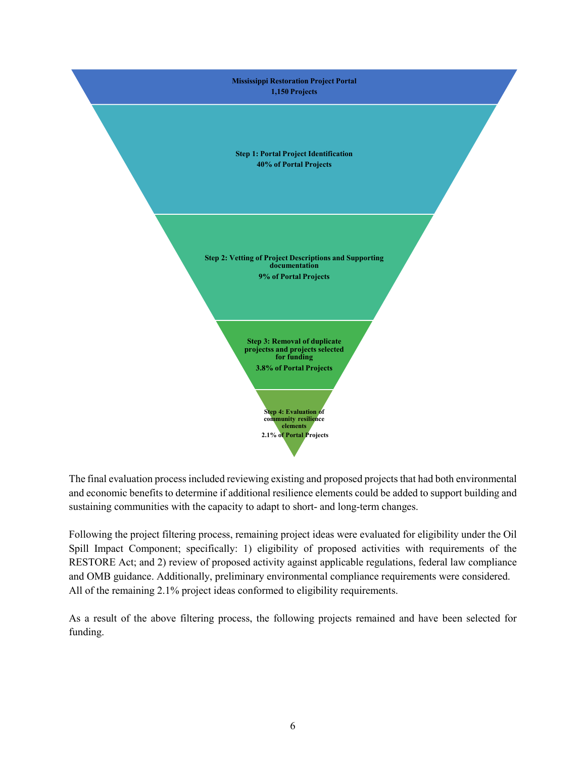Mississippi Restoration Project Portal
1,150 Projects

Step 1: Portal Project Identification
40% of Portal Projects

Step 2: Vetting of Project Descriptions and Supporting documentation
9% of Portal Projects

Step 3: Removal of duplicate projectss and projects selected for funding
3.8% of Portal Projects

Step 4: Evaluation of community resilience elements
2.1% of Portal Projects

The final evaluation process included reviewing existing and proposed projects that had both environmental and economic benefits to determine if additional resilience elements could be added to support building and sustaining communities with the capacity to adapt to short- and long-term changes.

Following the project filtering process, remaining project ideas were evaluated for eligibility under the Oil Spill Impact Component; specifically: 1) eligibility of proposed activities with requirements of the RESTORE Act; and 2) review of proposed activity against applicable regulations, federal law compliance and OMB guidance. Additionally, preliminary environmental compliance requirements were considered. All of the remaining 2.1% project ideas conformed to eligibility requirements.

As a result of the above filtering process, the following projects remained and have been selected for funding.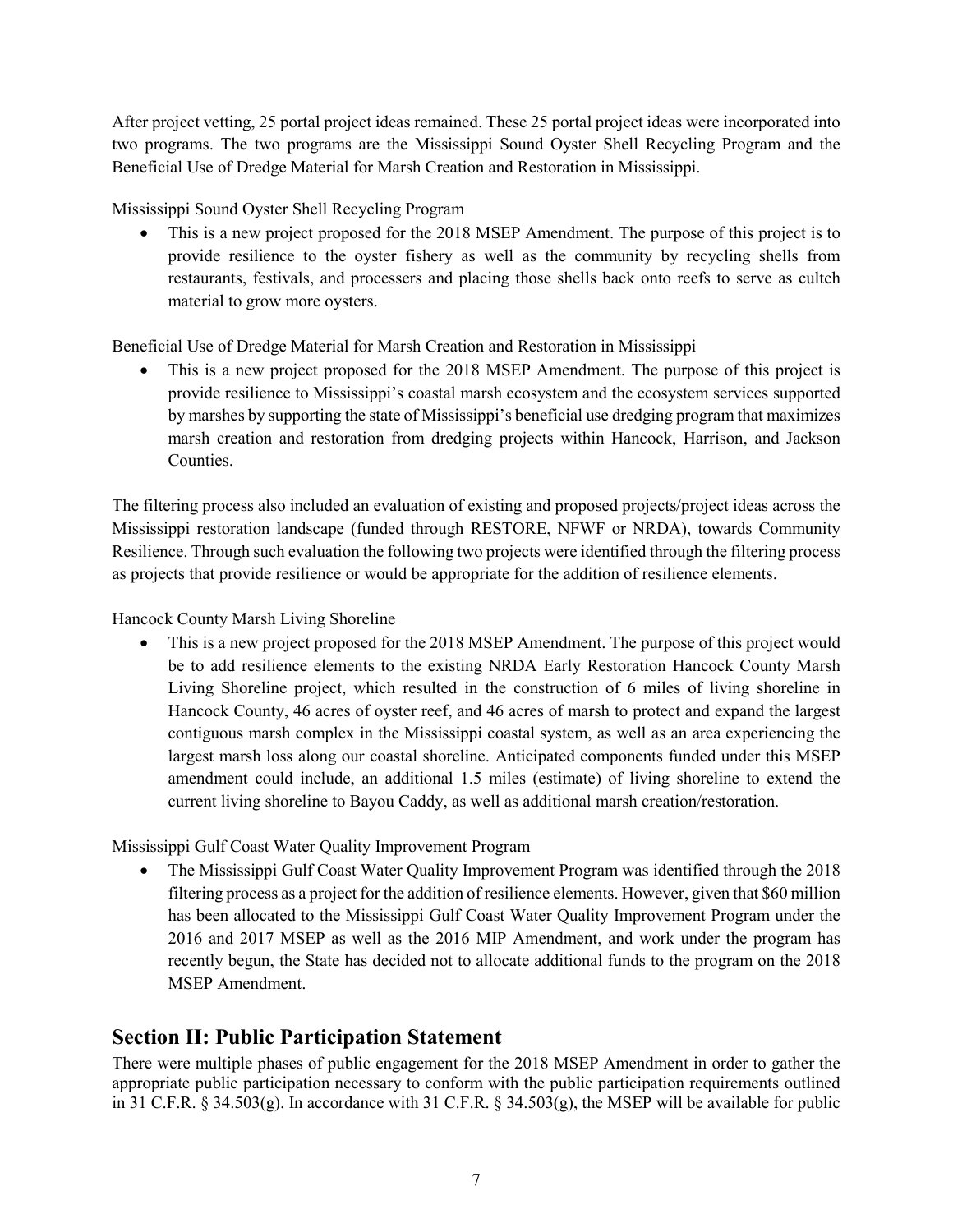After project vetting, 25 portal project ideas remained. These 25 portal project ideas were incorporated into two programs. The two programs are the Mississippi Sound Oyster Shell Recycling Program and the Beneficial Use of Dredge Material for Marsh Creation and Restoration in Mississippi.

Mississippi Sound Oyster Shell Recycling Program

- This is a new project proposed for the 2018 MSEP Amendment. The purpose of this project is to provide resilience to the oyster fishery as well as the community by recycling shells from restaurants, festivals, and processers and placing those shells back onto reefs to serve as cultch material to grow more oysters.

Beneficial Use of Dredge Material for Marsh Creation and Restoration in Mississippi

- This is a new project proposed for the 2018 MSEP Amendment. The purpose of this project is provide resilience to Mississippi's coastal marsh ecosystem and the ecosystem services supported by marshes by supporting the state of Mississippi's beneficial use dredging program that maximizes marsh creation and restoration from dredging projects within Hancock, Harrison, and Jackson Counties.

The filtering process also included an evaluation of existing and proposed projects/project ideas across the Mississippi restoration landscape (funded through RESTORE, NFWF or NRDA), towards Community Resilience. Through such evaluation the following two projects were identified through the filtering process as projects that provide resilience or would be appropriate for the addition of resilience elements.

Hancock County Marsh Living Shoreline

- This is a new project proposed for the 2018 MSEP Amendment. The purpose of this project would be to add resilience elements to the existing NRDA Early Restoration Hancock County Marsh Living Shoreline project, which resulted in the construction of 6 miles of living shoreline in Hancock County, 46 acres of oyster reef, and 46 acres of marsh to protect and expand the largest contiguous marsh complex in the Mississippi coastal system, as well as an area experiencing the largest marsh loss along our coastal shoreline. Anticipated components funded under this MSEP amendment could include, an additional 1.5 miles (estimate) of living shoreline to extend the current living shoreline to Bayou Caddy, as well as additional marsh creation/restoration.

Mississippi Gulf Coast Water Quality Improvement Program

- The Mississippi Gulf Coast Water Quality Improvement Program was identified through the 2018 filtering process as a project for the addition of resilience elements. However, given that $60 million has been allocated to the Mississippi Gulf Coast Water Quality Improvement Program under the 2016 and 2017 MSEP as well as the 2016 MIP Amendment, and work under the program has recently begun, the State has decided not to allocate additional funds to the program on the 2018 MSEP Amendment.

## Section II: Public Participation Statement

There were multiple phases of public engagement for the 2018 MSEP Amendment in order to gather the appropriate public participation necessary to conform with the public participation requirements outlined in 31 C.F.R. § 34.503(g). In accordance with 31 C.F.R. § 34.503(g), the MSEP will be available for public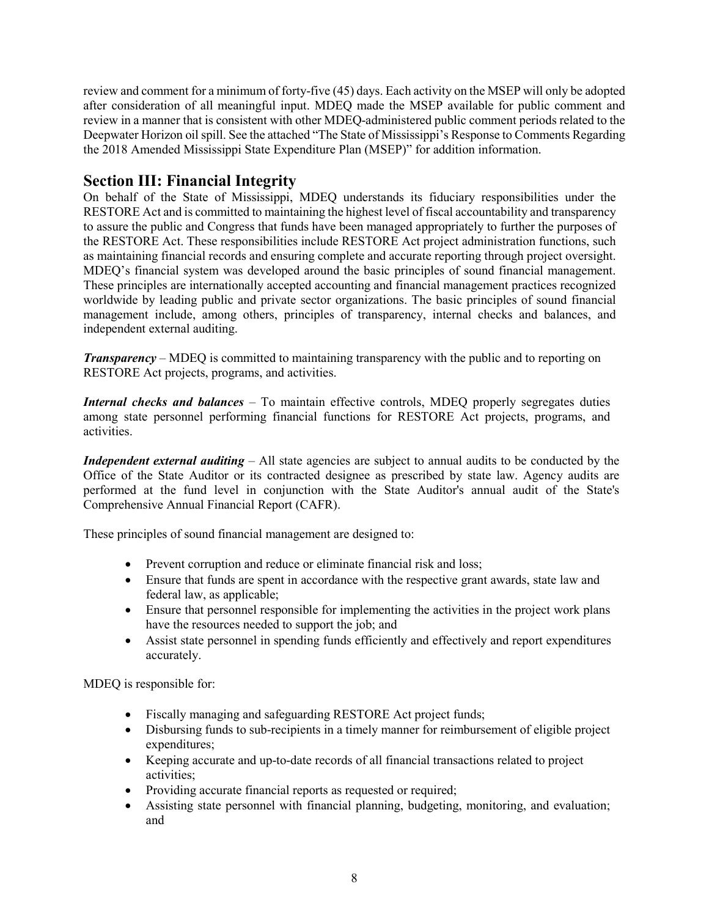review and comment for a minimum of forty-five (45) days. Each activity on the MSEP will only be adopted after consideration of all meaningful input. MDEQ made the MSEP available for public comment and review in a manner that is consistent with other MDEQ-administered public comment periods related to the Deepwater Horizon oil spill. See the attached "The State of Mississippi's Response to Comments Regarding the 2018 Amended Mississippi State Expenditure Plan (MSEP)" for addition information.

## Section III: Financial Integrity

On behalf of the State of Mississippi, MDEQ understands its fiduciary responsibilities under the RESTORE Act and is committed to maintaining the highest level of fiscal accountability and transparency to assure the public and Congress that funds have been managed appropriately to further the purposes of the RESTORE Act. These responsibilities include RESTORE Act project administration functions, such as maintaining financial records and ensuring complete and accurate reporting through project oversight. MDEQ's financial system was developed around the basic principles of sound financial management. These principles are internationally accepted accounting and financial management practices recognized worldwide by leading public and private sector organizations. The basic principles of sound financial management include, among others, principles of transparency, internal checks and balances, and independent external auditing.

***Transparency*** – MDEQ is committed to maintaining transparency with the public and to reporting on RESTORE Act projects, programs, and activities.

***Internal checks and balances*** – To maintain effective controls, MDEQ properly segregates duties among state personnel performing financial functions for RESTORE Act projects, programs, and activities.

***Independent external auditing*** – All state agencies are subject to annual audits to be conducted by the Office of the State Auditor or its contracted designee as prescribed by state law. Agency audits are performed at the fund level in conjunction with the State Auditor's annual audit of the State's Comprehensive Annual Financial Report (CAFR).

These principles of sound financial management are designed to:

- Prevent corruption and reduce or eliminate financial risk and loss;
- Ensure that funds are spent in accordance with the respective grant awards, state law and federal law, as applicable;
- Ensure that personnel responsible for implementing the activities in the project work plans have the resources needed to support the job; and
- Assist state personnel in spending funds efficiently and effectively and report expenditures accurately.

MDEQ is responsible for:

- Fiscally managing and safeguarding RESTORE Act project funds;
- Disbursing funds to sub-recipients in a timely manner for reimbursement of eligible project expenditures;
- Keeping accurate and up-to-date records of all financial transactions related to project activities;
- Providing accurate financial reports as requested or required;
- Assisting state personnel with financial planning, budgeting, monitoring, and evaluation; and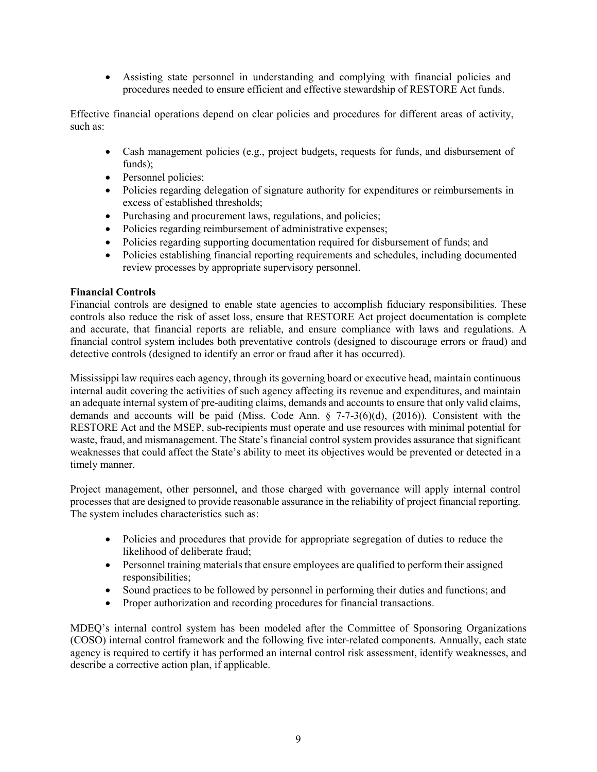- Assisting state personnel in understanding and complying with financial policies and procedures needed to ensure efficient and effective stewardship of RESTORE Act funds.

Effective financial operations depend on clear policies and procedures for different areas of activity, such as:

- Cash management policies (e.g., project budgets, requests for funds, and disbursement of funds);
- Personnel policies;
- Policies regarding delegation of signature authority for expenditures or reimbursements in excess of established thresholds;
- Purchasing and procurement laws, regulations, and policies;
- Policies regarding reimbursement of administrative expenses;
- Policies regarding supporting documentation required for disbursement of funds; and
- Policies establishing financial reporting requirements and schedules, including documented review processes by appropriate supervisory personnel.

**Financial Controls**

Financial controls are designed to enable state agencies to accomplish fiduciary responsibilities. These controls also reduce the risk of asset loss, ensure that RESTORE Act project documentation is complete and accurate, that financial reports are reliable, and ensure compliance with laws and regulations. A financial control system includes both preventative controls (designed to discourage errors or fraud) and detective controls (designed to identify an error or fraud after it has occurred).

Mississippi law requires each agency, through its governing board or executive head, maintain continuous internal audit covering the activities of such agency affecting its revenue and expenditures, and maintain an adequate internal system of pre-auditing claims, demands and accounts to ensure that only valid claims, demands and accounts will be paid (Miss. Code Ann. § 7-7-3(6)(d), (2016)). Consistent with the RESTORE Act and the MSEP, sub-recipients must operate and use resources with minimal potential for waste, fraud, and mismanagement. The State's financial control system provides assurance that significant weaknesses that could affect the State's ability to meet its objectives would be prevented or detected in a timely manner.

Project management, other personnel, and those charged with governance will apply internal control processes that are designed to provide reasonable assurance in the reliability of project financial reporting. The system includes characteristics such as:

- Policies and procedures that provide for appropriate segregation of duties to reduce the likelihood of deliberate fraud;
- Personnel training materials that ensure employees are qualified to perform their assigned responsibilities;
- Sound practices to be followed by personnel in performing their duties and functions; and
- Proper authorization and recording procedures for financial transactions.

MDEQ's internal control system has been modeled after the Committee of Sponsoring Organizations (COSO) internal control framework and the following five inter-related components. Annually, each state agency is required to certify it has performed an internal control risk assessment, identify weaknesses, and describe a corrective action plan, if applicable.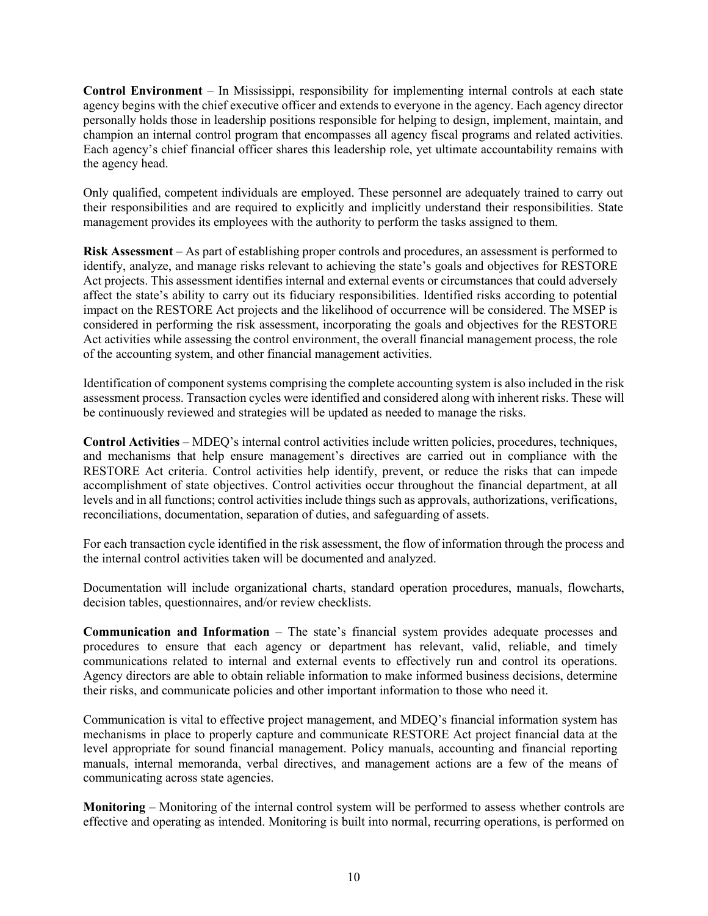**Control Environment** – In Mississippi, responsibility for implementing internal controls at each state agency begins with the chief executive officer and extends to everyone in the agency. Each agency director personally holds those in leadership positions responsible for helping to design, implement, maintain, and champion an internal control program that encompasses all agency fiscal programs and related activities. Each agency's chief financial officer shares this leadership role, yet ultimate accountability remains with the agency head.

Only qualified, competent individuals are employed. These personnel are adequately trained to carry out their responsibilities and are required to explicitly and implicitly understand their responsibilities. State management provides its employees with the authority to perform the tasks assigned to them.

**Risk Assessment** – As part of establishing proper controls and procedures, an assessment is performed to identify, analyze, and manage risks relevant to achieving the state's goals and objectives for RESTORE Act projects. This assessment identifies internal and external events or circumstances that could adversely affect the state's ability to carry out its fiduciary responsibilities. Identified risks according to potential impact on the RESTORE Act projects and the likelihood of occurrence will be considered. The MSEP is considered in performing the risk assessment, incorporating the goals and objectives for the RESTORE Act activities while assessing the control environment, the overall financial management process, the role of the accounting system, and other financial management activities.

Identification of component systems comprising the complete accounting system is also included in the risk assessment process. Transaction cycles were identified and considered along with inherent risks. These will be continuously reviewed and strategies will be updated as needed to manage the risks.

**Control Activities** – MDEQ's internal control activities include written policies, procedures, techniques, and mechanisms that help ensure management's directives are carried out in compliance with the RESTORE Act criteria. Control activities help identify, prevent, or reduce the risks that can impede accomplishment of state objectives. Control activities occur throughout the financial department, at all levels and in all functions; control activities include things such as approvals, authorizations, verifications, reconciliations, documentation, separation of duties, and safeguarding of assets.

For each transaction cycle identified in the risk assessment, the flow of information through the process and the internal control activities taken will be documented and analyzed.

Documentation will include organizational charts, standard operation procedures, manuals, flowcharts, decision tables, questionnaires, and/or review checklists.

**Communication and Information** – The state's financial system provides adequate processes and procedures to ensure that each agency or department has relevant, valid, reliable, and timely communications related to internal and external events to effectively run and control its operations. Agency directors are able to obtain reliable information to make informed business decisions, determine their risks, and communicate policies and other important information to those who need it.

Communication is vital to effective project management, and MDEQ's financial information system has mechanisms in place to properly capture and communicate RESTORE Act project financial data at the level appropriate for sound financial management. Policy manuals, accounting and financial reporting manuals, internal memoranda, verbal directives, and management actions are a few of the means of communicating across state agencies.

**Monitoring** – Monitoring of the internal control system will be performed to assess whether controls are effective and operating as intended. Monitoring is built into normal, recurring operations, is performed on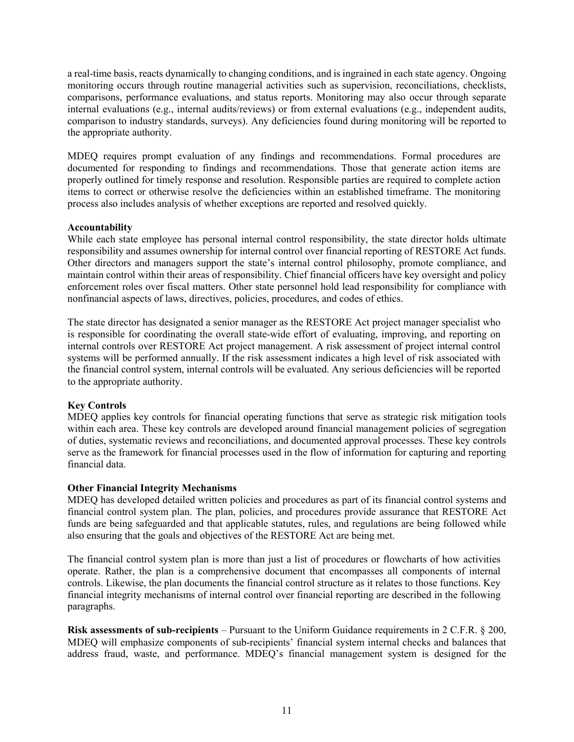a real-time basis, reacts dynamically to changing conditions, and is ingrained in each state agency. Ongoing monitoring occurs through routine managerial activities such as supervision, reconciliations, checklists, comparisons, performance evaluations, and status reports. Monitoring may also occur through separate internal evaluations (e.g., internal audits/reviews) or from external evaluations (e.g., independent audits, comparison to industry standards, surveys). Any deficiencies found during monitoring will be reported to the appropriate authority.

MDEQ requires prompt evaluation of any findings and recommendations. Formal procedures are documented for responding to findings and recommendations. Those that generate action items are properly outlined for timely response and resolution. Responsible parties are required to complete action items to correct or otherwise resolve the deficiencies within an established timeframe. The monitoring process also includes analysis of whether exceptions are reported and resolved quickly.

**Accountability**

While each state employee has personal internal control responsibility, the state director holds ultimate responsibility and assumes ownership for internal control over financial reporting of RESTORE Act funds. Other directors and managers support the state's internal control philosophy, promote compliance, and maintain control within their areas of responsibility. Chief financial officers have key oversight and policy enforcement roles over fiscal matters. Other state personnel hold lead responsibility for compliance with nonfinancial aspects of laws, directives, policies, procedures, and codes of ethics.

The state director has designated a senior manager as the RESTORE Act project manager specialist who is responsible for coordinating the overall state-wide effort of evaluating, improving, and reporting on internal controls over RESTORE Act project management. A risk assessment of project internal control systems will be performed annually. If the risk assessment indicates a high level of risk associated with the financial control system, internal controls will be evaluated. Any serious deficiencies will be reported to the appropriate authority.

**Key Controls**

MDEQ applies key controls for financial operating functions that serve as strategic risk mitigation tools within each area. These key controls are developed around financial management policies of segregation of duties, systematic reviews and reconciliations, and documented approval processes. These key controls serve as the framework for financial processes used in the flow of information for capturing and reporting financial data.

**Other Financial Integrity Mechanisms**

MDEQ has developed detailed written policies and procedures as part of its financial control systems and financial control system plan. The plan, policies, and procedures provide assurance that RESTORE Act funds are being safeguarded and that applicable statutes, rules, and regulations are being followed while also ensuring that the goals and objectives of the RESTORE Act are being met.

The financial control system plan is more than just a list of procedures or flowcharts of how activities operate. Rather, the plan is a comprehensive document that encompasses all components of internal controls. Likewise, the plan documents the financial control structure as it relates to those functions. Key financial integrity mechanisms of internal control over financial reporting are described in the following paragraphs.

**Risk assessments of sub-recipients** – Pursuant to the Uniform Guidance requirements in 2 C.F.R. § 200, MDEQ will emphasize components of sub-recipients' financial system internal checks and balances that address fraud, waste, and performance. MDEQ's financial management system is designed for the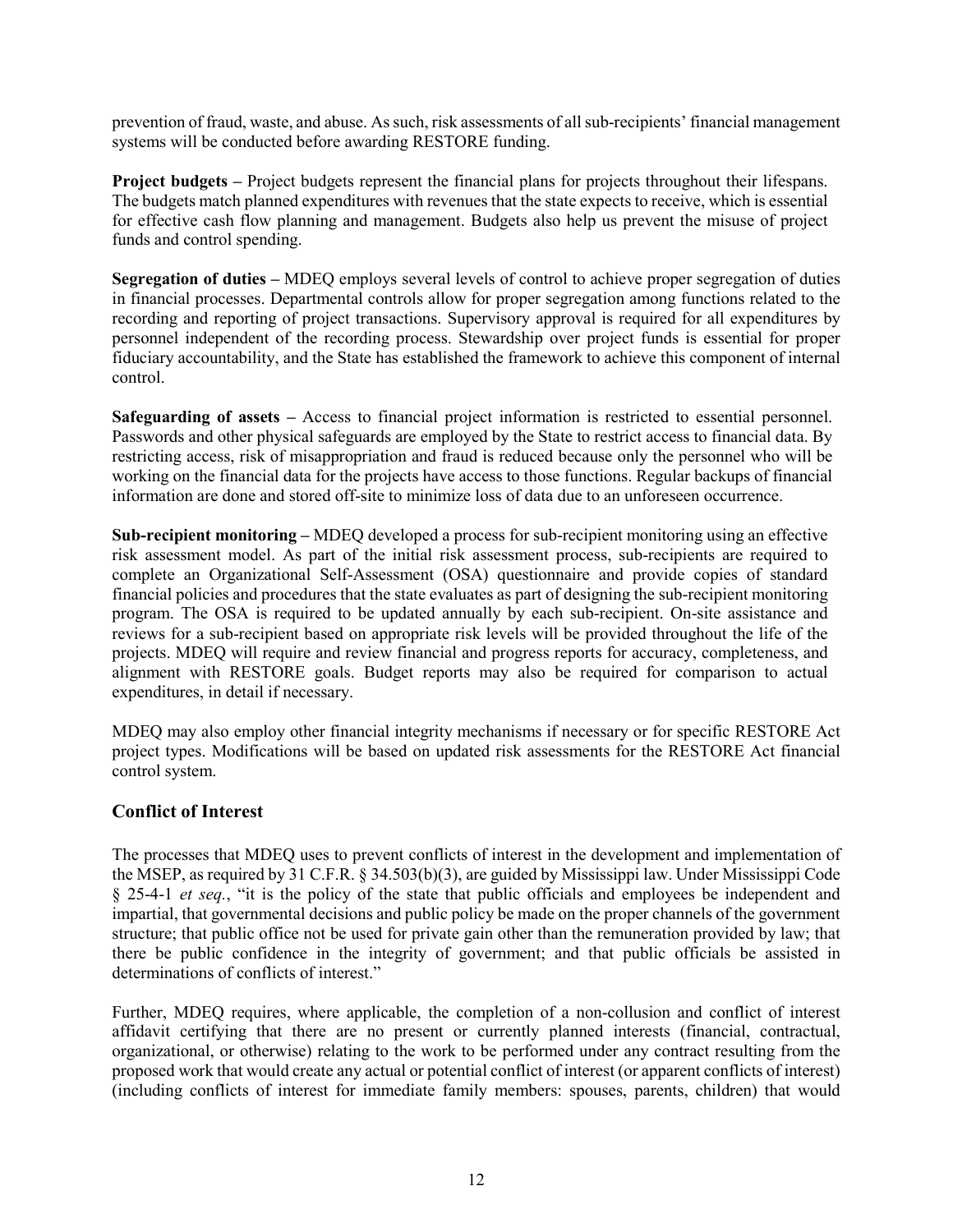prevention of fraud, waste, and abuse. As such, risk assessments of all sub-recipients' financial management systems will be conducted before awarding RESTORE funding.

**Project budgets –** Project budgets represent the financial plans for projects throughout their lifespans. The budgets match planned expenditures with revenues that the state expects to receive, which is essential for effective cash flow planning and management. Budgets also help us prevent the misuse of project funds and control spending.

**Segregation of duties –** MDEQ employs several levels of control to achieve proper segregation of duties in financial processes. Departmental controls allow for proper segregation among functions related to the recording and reporting of project transactions. Supervisory approval is required for all expenditures by personnel independent of the recording process. Stewardship over project funds is essential for proper fiduciary accountability, and the State has established the framework to achieve this component of internal control.

**Safeguarding of assets –** Access to financial project information is restricted to essential personnel. Passwords and other physical safeguards are employed by the State to restrict access to financial data. By restricting access, risk of misappropriation and fraud is reduced because only the personnel who will be working on the financial data for the projects have access to those functions. Regular backups of financial information are done and stored off-site to minimize loss of data due to an unforeseen occurrence.

**Sub-recipient monitoring –** MDEQ developed a process for sub-recipient monitoring using an effective risk assessment model. As part of the initial risk assessment process, sub-recipients are required to complete an Organizational Self-Assessment (OSA) questionnaire and provide copies of standard financial policies and procedures that the state evaluates as part of designing the sub-recipient monitoring program. The OSA is required to be updated annually by each sub-recipient. On-site assistance and reviews for a sub-recipient based on appropriate risk levels will be provided throughout the life of the projects. MDEQ will require and review financial and progress reports for accuracy, completeness, and alignment with RESTORE goals. Budget reports may also be required for comparison to actual expenditures, in detail if necessary.

MDEQ may also employ other financial integrity mechanisms if necessary or for specific RESTORE Act project types. Modifications will be based on updated risk assessments for the RESTORE Act financial control system.

## Conflict of Interest

The processes that MDEQ uses to prevent conflicts of interest in the development and implementation of the MSEP, as required by 31 C.F.R. § 34.503(b)(3), are guided by Mississippi law. Under Mississippi Code § 25-4-1 *et seq.*, "it is the policy of the state that public officials and employees be independent and impartial, that governmental decisions and public policy be made on the proper channels of the government structure; that public office not be used for private gain other than the remuneration provided by law; that there be public confidence in the integrity of government; and that public officials be assisted in determinations of conflicts of interest."

Further, MDEQ requires, where applicable, the completion of a non-collusion and conflict of interest affidavit certifying that there are no present or currently planned interests (financial, contractual, organizational, or otherwise) relating to the work to be performed under any contract resulting from the proposed work that would create any actual or potential conflict of interest (or apparent conflicts of interest) (including conflicts of interest for immediate family members: spouses, parents, children) that would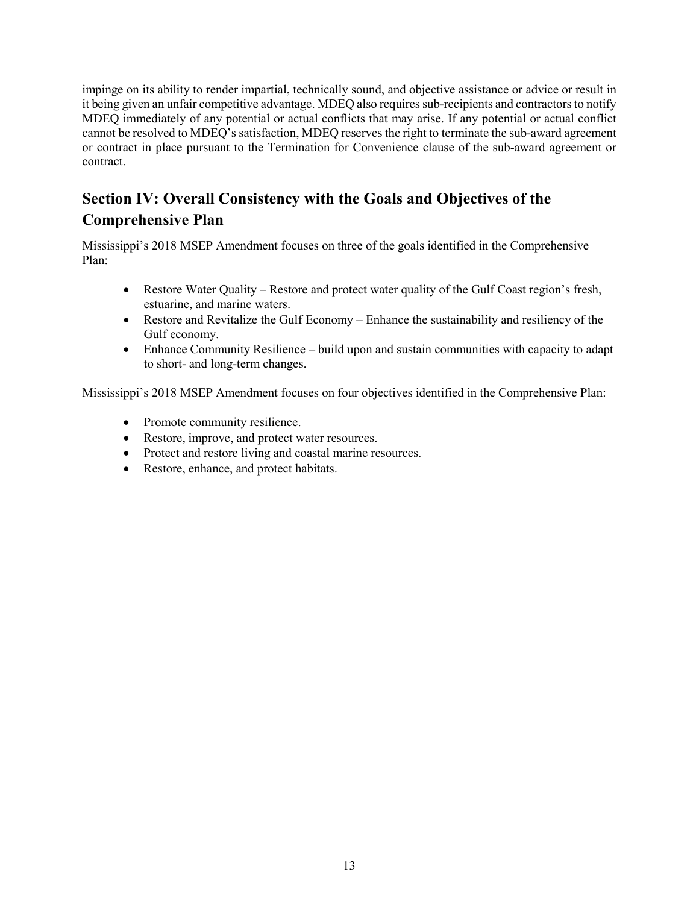impinge on its ability to render impartial, technically sound, and objective assistance or advice or result in it being given an unfair competitive advantage. MDEQ also requires sub-recipients and contractors to notify MDEQ immediately of any potential or actual conflicts that may arise. If any potential or actual conflict cannot be resolved to MDEQ's satisfaction, MDEQ reserves the right to terminate the sub-award agreement or contract in place pursuant to the Termination for Convenience clause of the sub-award agreement or contract.

## Section IV: Overall Consistency with the Goals and Objectives of the Comprehensive Plan

Mississippi's 2018 MSEP Amendment focuses on three of the goals identified in the Comprehensive Plan:

- Restore Water Quality – Restore and protect water quality of the Gulf Coast region's fresh, estuarine, and marine waters.
- Restore and Revitalize the Gulf Economy – Enhance the sustainability and resiliency of the Gulf economy.
- Enhance Community Resilience – build upon and sustain communities with capacity to adapt to short- and long-term changes.

Mississippi's 2018 MSEP Amendment focuses on four objectives identified in the Comprehensive Plan:

- Promote community resilience.
- Restore, improve, and protect water resources.
- Protect and restore living and coastal marine resources.
- Restore, enhance, and protect habitats.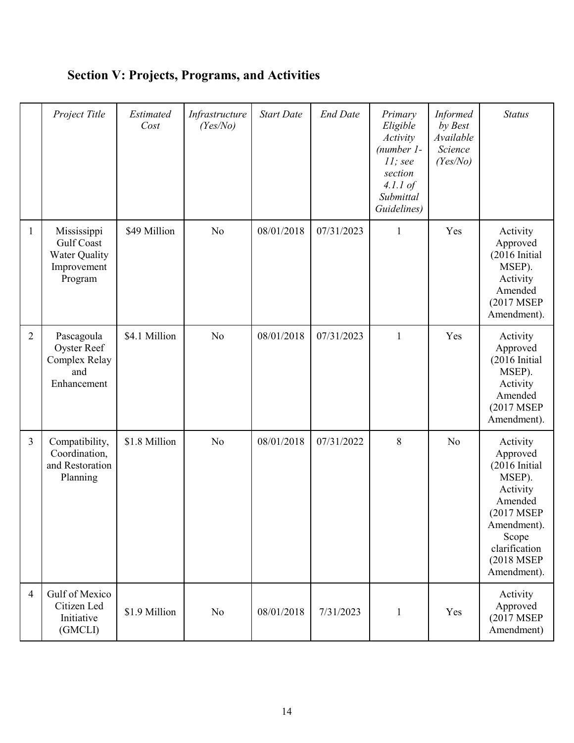## Section V: Projects, Programs, and Activities

| | *Project Title* | *Estimated Cost* | *Infrastructure (Yes/No)* | *Start Date* | *End Date* | *Primary Eligible Activity (number 1-11; see section 4.1.1 of Submittal Guidelines)* | *Informed by Best Available Science (Yes/No)* | *Status* |
|---|---|---|---|---|---|---|---|---|
| 1 | Mississippi Gulf Coast Water Quality Improvement Program | $49 Million | No | 08/01/2018 | 07/31/2023 | 1 | Yes | Activity Approved (2016 Initial MSEP). Activity Amended (2017 MSEP Amendment). |
| 2 | Pascagoula Oyster Reef Complex Relay and Enhancement | $4.1 Million | No | 08/01/2018 | 07/31/2023 | 1 | Yes | Activity Approved (2016 Initial MSEP). Activity Amended (2017 MSEP Amendment). |
| 3 | Compatibility, Coordination, and Restoration Planning | $1.8 Million | No | 08/01/2018 | 07/31/2022 | 8 | No | Activity Approved (2016 Initial MSEP). Activity Amended (2017 MSEP Amendment). Scope clarification (2018 MSEP Amendment). |
| 4 | Gulf of Mexico Citizen Led Initiative (GMCLI) | $1.9 Million | No | 08/01/2018 | 7/31/2023 | 1 | Yes | Activity Approved (2017 MSEP Amendment) |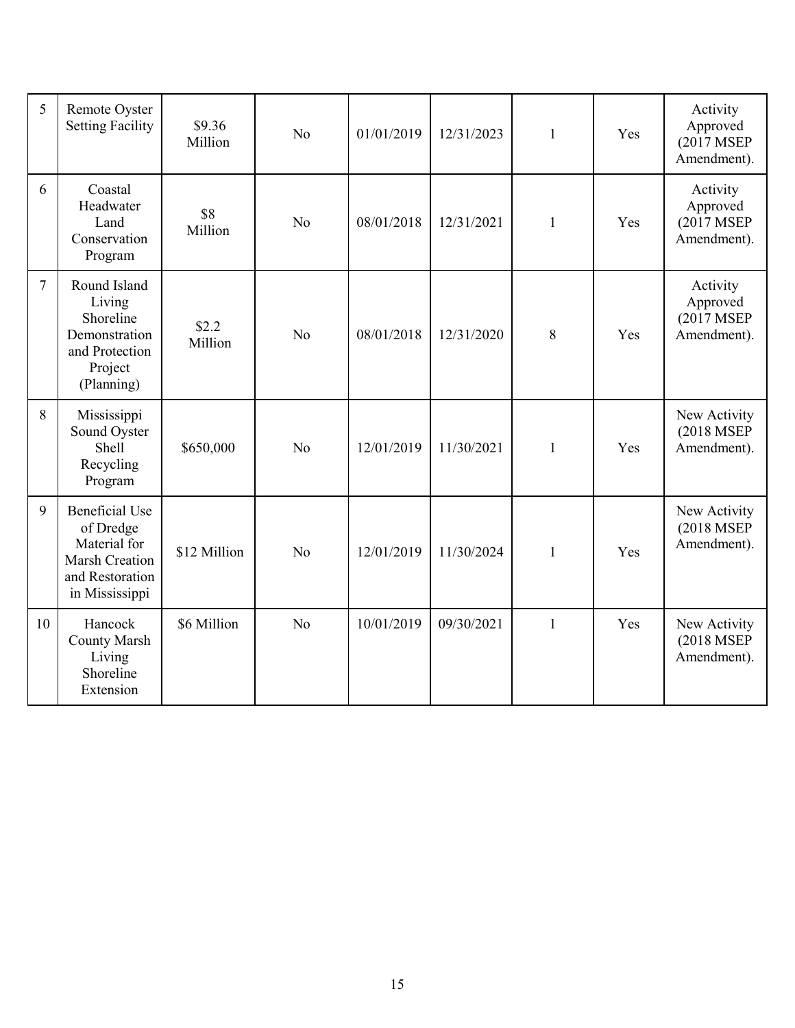| 5 | Remote Oyster Setting Facility | $9.36 Million | No | 01/01/2019 | 12/31/2023 | 1 | Yes | Activity Approved (2017 MSEP Amendment). |
|---|---|---|---|---|---|---|---|---|
| 6 | Coastal Headwater Land Conservation Program | $8 Million | No | 08/01/2018 | 12/31/2021 | 1 | Yes | Activity Approved (2017 MSEP Amendment). |
| 7 | Round Island Living Shoreline Demonstration and Protection Project (Planning) | $2.2 Million | No | 08/01/2018 | 12/31/2020 | 8 | Yes | Activity Approved (2017 MSEP Amendment). |
| 8 | Mississippi Sound Oyster Shell Recycling Program | $650,000 | No | 12/01/2019 | 11/30/2021 | 1 | Yes | New Activity (2018 MSEP Amendment). |
| 9 | Beneficial Use of Dredge Material for Marsh Creation and Restoration in Mississippi | $12 Million | No | 12/01/2019 | 11/30/2024 | 1 | Yes | New Activity (2018 MSEP Amendment). |
| 10 | Hancock County Marsh Living Shoreline Extension | $6 Million | No | 10/01/2019 | 09/30/2021 | 1 | Yes | New Activity (2018 MSEP Amendment). |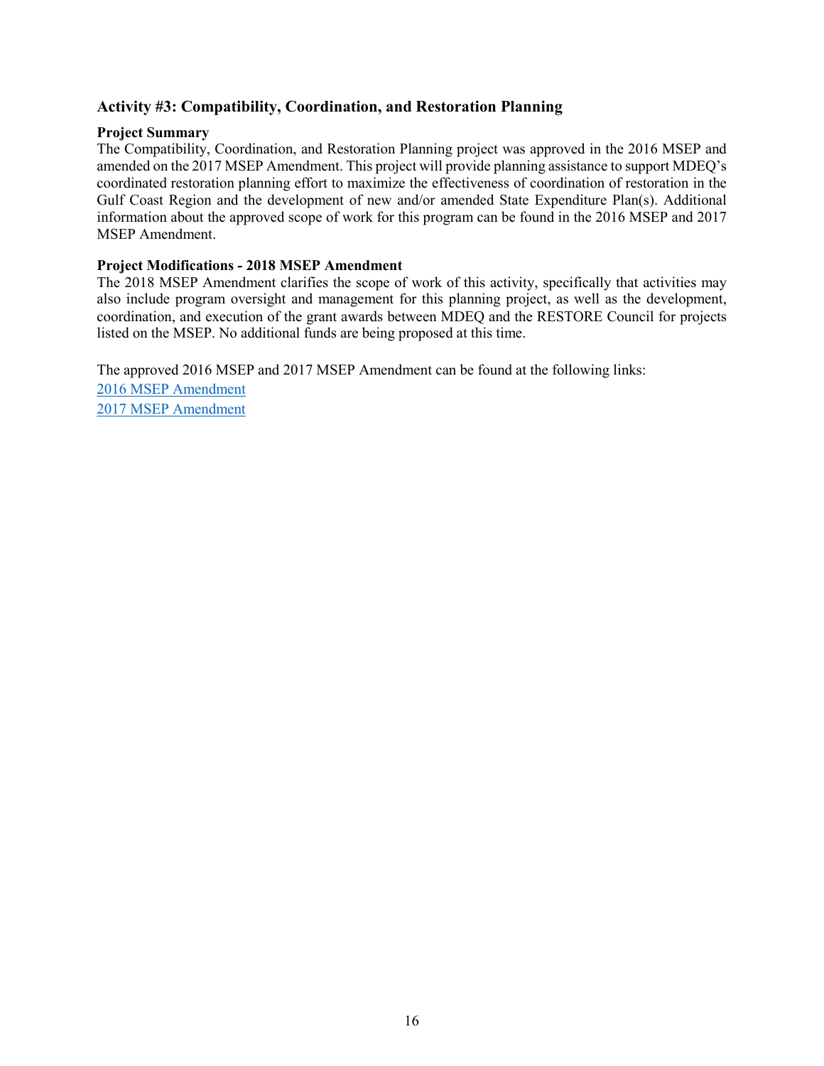### Activity #3: Compatibility, Coordination, and Restoration Planning

**Project Summary**

The Compatibility, Coordination, and Restoration Planning project was approved in the 2016 MSEP and amended on the 2017 MSEP Amendment. This project will provide planning assistance to support MDEQ's coordinated restoration planning effort to maximize the effectiveness of coordination of restoration in the Gulf Coast Region and the development of new and/or amended State Expenditure Plan(s). Additional information about the approved scope of work for this program can be found in the 2016 MSEP and 2017 MSEP Amendment.

**Project Modifications - 2018 MSEP Amendment**

The 2018 MSEP Amendment clarifies the scope of work of this activity, specifically that activities may also include program oversight and management for this planning project, as well as the development, coordination, and execution of the grant awards between MDEQ and the RESTORE Council for projects listed on the MSEP. No additional funds are being proposed at this time.

The approved 2016 MSEP and 2017 MSEP Amendment can be found at the following links:

2016 MSEP Amendment

2017 MSEP Amendment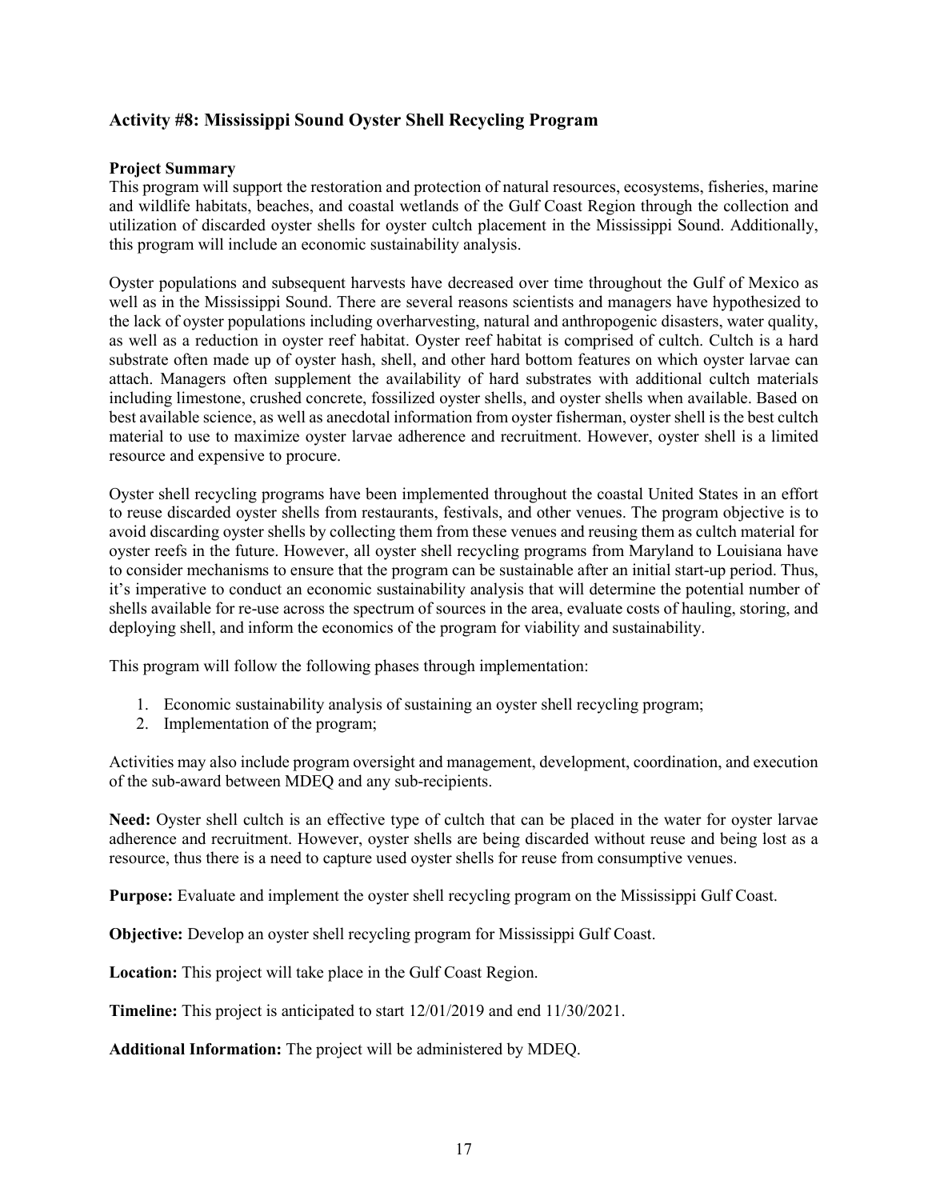## Activity #8: Mississippi Sound Oyster Shell Recycling Program

**Project Summary**

This program will support the restoration and protection of natural resources, ecosystems, fisheries, marine and wildlife habitats, beaches, and coastal wetlands of the Gulf Coast Region through the collection and utilization of discarded oyster shells for oyster cultch placement in the Mississippi Sound. Additionally, this program will include an economic sustainability analysis.

Oyster populations and subsequent harvests have decreased over time throughout the Gulf of Mexico as well as in the Mississippi Sound. There are several reasons scientists and managers have hypothesized to the lack of oyster populations including overharvesting, natural and anthropogenic disasters, water quality, as well as a reduction in oyster reef habitat. Oyster reef habitat is comprised of cultch. Cultch is a hard substrate often made up of oyster hash, shell, and other hard bottom features on which oyster larvae can attach. Managers often supplement the availability of hard substrates with additional cultch materials including limestone, crushed concrete, fossilized oyster shells, and oyster shells when available. Based on best available science, as well as anecdotal information from oyster fisherman, oyster shell is the best cultch material to use to maximize oyster larvae adherence and recruitment. However, oyster shell is a limited resource and expensive to procure.

Oyster shell recycling programs have been implemented throughout the coastal United States in an effort to reuse discarded oyster shells from restaurants, festivals, and other venues. The program objective is to avoid discarding oyster shells by collecting them from these venues and reusing them as cultch material for oyster reefs in the future. However, all oyster shell recycling programs from Maryland to Louisiana have to consider mechanisms to ensure that the program can be sustainable after an initial start-up period. Thus, it's imperative to conduct an economic sustainability analysis that will determine the potential number of shells available for re-use across the spectrum of sources in the area, evaluate costs of hauling, storing, and deploying shell, and inform the economics of the program for viability and sustainability.

This program will follow the following phases through implementation:

1. Economic sustainability analysis of sustaining an oyster shell recycling program;
2. Implementation of the program;

Activities may also include program oversight and management, development, coordination, and execution of the sub-award between MDEQ and any sub-recipients.

**Need:** Oyster shell cultch is an effective type of cultch that can be placed in the water for oyster larvae adherence and recruitment. However, oyster shells are being discarded without reuse and being lost as a resource, thus there is a need to capture used oyster shells for reuse from consumptive venues.

**Purpose:** Evaluate and implement the oyster shell recycling program on the Mississippi Gulf Coast.

**Objective:** Develop an oyster shell recycling program for Mississippi Gulf Coast.

**Location:** This project will take place in the Gulf Coast Region.

**Timeline:** This project is anticipated to start 12/01/2019 and end 11/30/2021.

**Additional Information:** The project will be administered by MDEQ.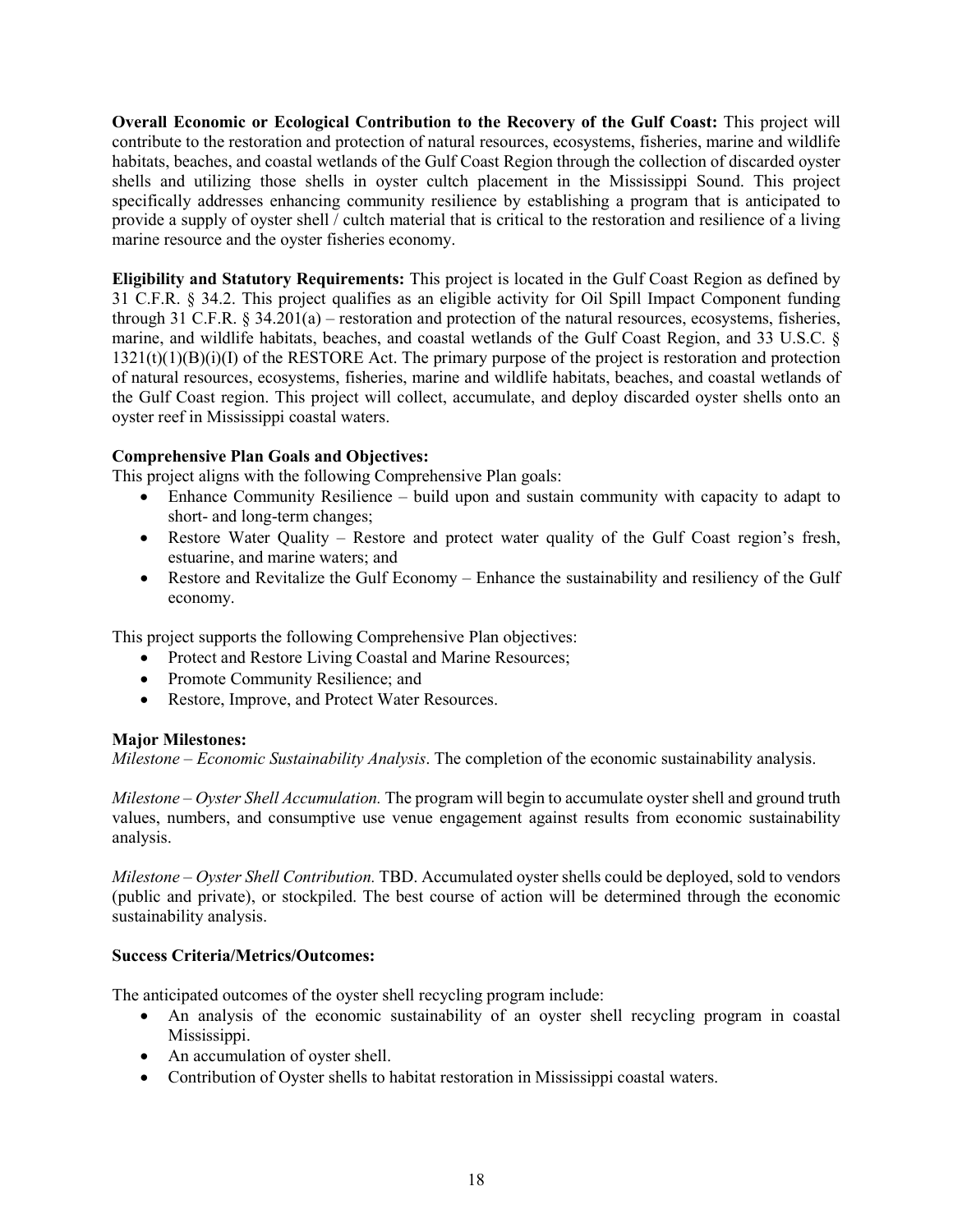**Overall Economic or Ecological Contribution to the Recovery of the Gulf Coast:** This project will contribute to the restoration and protection of natural resources, ecosystems, fisheries, marine and wildlife habitats, beaches, and coastal wetlands of the Gulf Coast Region through the collection of discarded oyster shells and utilizing those shells in oyster cultch placement in the Mississippi Sound. This project specifically addresses enhancing community resilience by establishing a program that is anticipated to provide a supply of oyster shell / cultch material that is critical to the restoration and resilience of a living marine resource and the oyster fisheries economy.

**Eligibility and Statutory Requirements:** This project is located in the Gulf Coast Region as defined by 31 C.F.R. § 34.2. This project qualifies as an eligible activity for Oil Spill Impact Component funding through 31 C.F.R. § 34.201(a) – restoration and protection of the natural resources, ecosystems, fisheries, marine, and wildlife habitats, beaches, and coastal wetlands of the Gulf Coast Region, and 33 U.S.C. § 1321(t)(1)(B)(i)(I) of the RESTORE Act. The primary purpose of the project is restoration and protection of natural resources, ecosystems, fisheries, marine and wildlife habitats, beaches, and coastal wetlands of the Gulf Coast region. This project will collect, accumulate, and deploy discarded oyster shells onto an oyster reef in Mississippi coastal waters.

**Comprehensive Plan Goals and Objectives:**

This project aligns with the following Comprehensive Plan goals:

- Enhance Community Resilience – build upon and sustain community with capacity to adapt to short- and long-term changes;
- Restore Water Quality – Restore and protect water quality of the Gulf Coast region's fresh, estuarine, and marine waters; and
- Restore and Revitalize the Gulf Economy – Enhance the sustainability and resiliency of the Gulf economy.

This project supports the following Comprehensive Plan objectives:

- Protect and Restore Living Coastal and Marine Resources;
- Promote Community Resilience; and
- Restore, Improve, and Protect Water Resources.

**Major Milestones:**

*Milestone – Economic Sustainability Analysis*. The completion of the economic sustainability analysis.

*Milestone – Oyster Shell Accumulation.* The program will begin to accumulate oyster shell and ground truth values, numbers, and consumptive use venue engagement against results from economic sustainability analysis.

*Milestone – Oyster Shell Contribution.* TBD. Accumulated oyster shells could be deployed, sold to vendors (public and private), or stockpiled. The best course of action will be determined through the economic sustainability analysis.

**Success Criteria/Metrics/Outcomes:**

The anticipated outcomes of the oyster shell recycling program include:

- An analysis of the economic sustainability of an oyster shell recycling program in coastal Mississippi.
- An accumulation of oyster shell.
- Contribution of Oyster shells to habitat restoration in Mississippi coastal waters.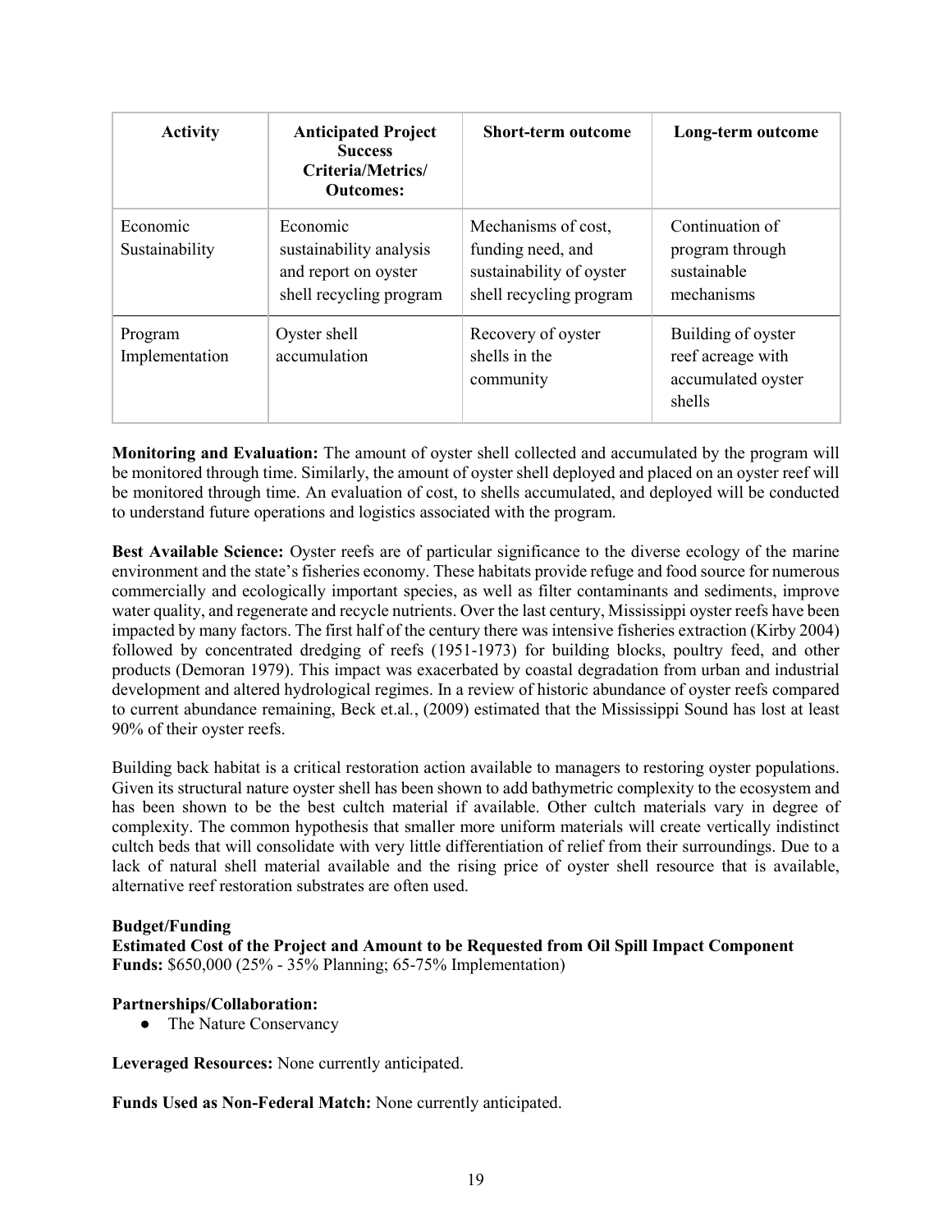| Activity | Anticipated Project Success Criteria/Metrics/ Outcomes: | Short-term outcome | Long-term outcome |
|---|---|---|---|
| Economic Sustainability | Economic sustainability analysis and report on oyster shell recycling program | Mechanisms of cost, funding need, and sustainability of oyster shell recycling program | Continuation of program through sustainable mechanisms |
| Program Implementation | Oyster shell accumulation | Recovery of oyster shells in the community | Building of oyster reef acreage with accumulated oyster shells |

**Monitoring and Evaluation:** The amount of oyster shell collected and accumulated by the program will be monitored through time. Similarly, the amount of oyster shell deployed and placed on an oyster reef will be monitored through time. An evaluation of cost, to shells accumulated, and deployed will be conducted to understand future operations and logistics associated with the program.

**Best Available Science:** Oyster reefs are of particular significance to the diverse ecology of the marine environment and the state's fisheries economy. These habitats provide refuge and food source for numerous commercially and ecologically important species, as well as filter contaminants and sediments, improve water quality, and regenerate and recycle nutrients. Over the last century, Mississippi oyster reefs have been impacted by many factors. The first half of the century there was intensive fisheries extraction (Kirby 2004) followed by concentrated dredging of reefs (1951-1973) for building blocks, poultry feed, and other products (Demoran 1979). This impact was exacerbated by coastal degradation from urban and industrial development and altered hydrological regimes. In a review of historic abundance of oyster reefs compared to current abundance remaining, Beck et.al., (2009) estimated that the Mississippi Sound has lost at least 90% of their oyster reefs.

Building back habitat is a critical restoration action available to managers to restoring oyster populations. Given its structural nature oyster shell has been shown to add bathymetric complexity to the ecosystem and has been shown to be the best cultch material if available. Other cultch materials vary in degree of complexity. The common hypothesis that smaller more uniform materials will create vertically indistinct cultch beds that will consolidate with very little differentiation of relief from their surroundings. Due to a lack of natural shell material available and the rising price of oyster shell resource that is available, alternative reef restoration substrates are often used.

**Budget/Funding**

**Estimated Cost of the Project and Amount to be Requested from Oil Spill Impact Component Funds:** $650,000 (25% - 35% Planning; 65-75% Implementation)

**Partnerships/Collaboration:**

- The Nature Conservancy

**Leveraged Resources:** None currently anticipated.

**Funds Used as Non-Federal Match:** None currently anticipated.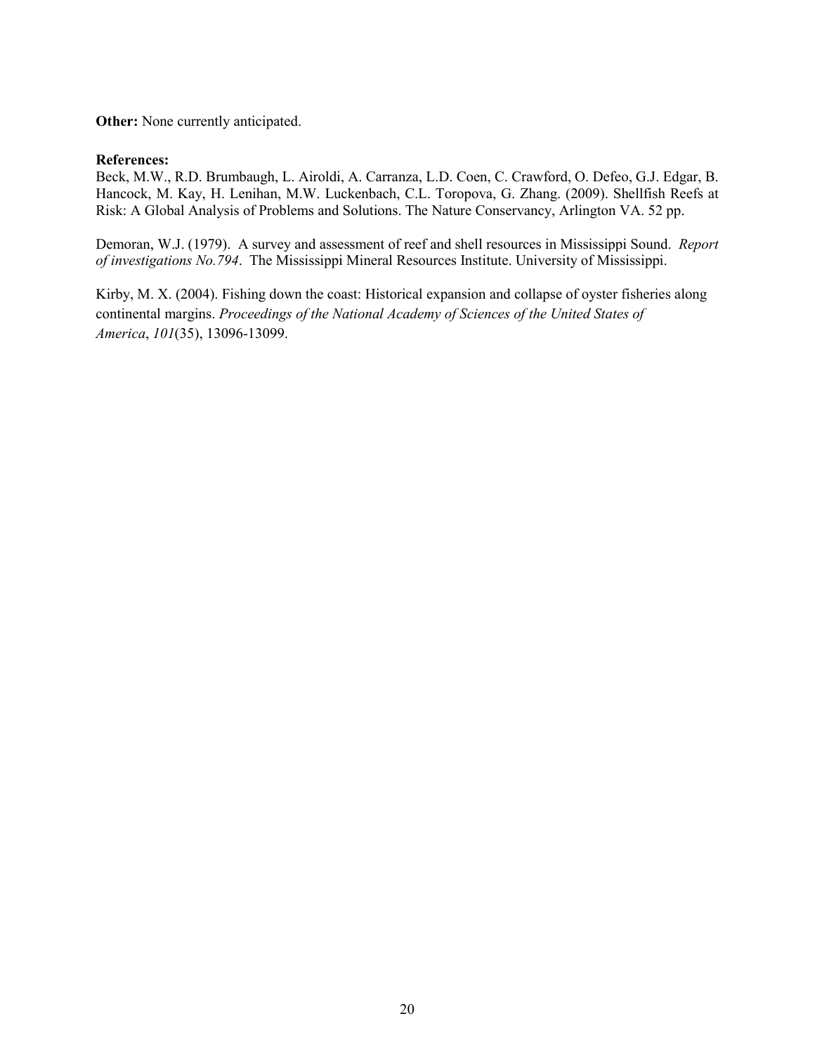**Other:** None currently anticipated.

**References:**

Beck, M.W., R.D. Brumbaugh, L. Airoldi, A. Carranza, L.D. Coen, C. Crawford, O. Defeo, G.J. Edgar, B. Hancock, M. Kay, H. Lenihan, M.W. Luckenbach, C.L. Toropova, G. Zhang. (2009). Shellfish Reefs at Risk: A Global Analysis of Problems and Solutions. The Nature Conservancy, Arlington VA. 52 pp.

Demoran, W.J. (1979). A survey and assessment of reef and shell resources in Mississippi Sound. *Report of investigations No.794*. The Mississippi Mineral Resources Institute. University of Mississippi.

Kirby, M. X. (2004). Fishing down the coast: Historical expansion and collapse of oyster fisheries along continental margins. *Proceedings of the National Academy of Sciences of the United States of America*, *101*(35), 13096-13099.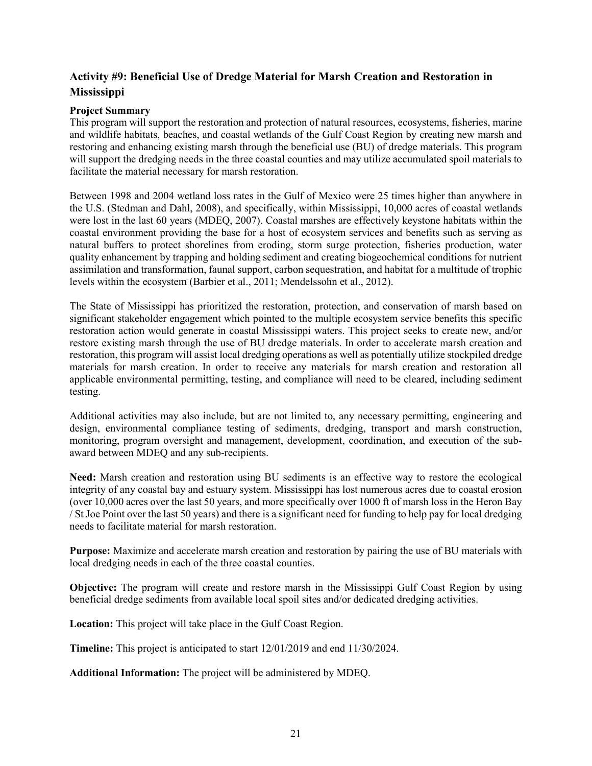## Activity #9: Beneficial Use of Dredge Material for Marsh Creation and Restoration in Mississippi

### Project Summary

This program will support the restoration and protection of natural resources, ecosystems, fisheries, marine and wildlife habitats, beaches, and coastal wetlands of the Gulf Coast Region by creating new marsh and restoring and enhancing existing marsh through the beneficial use (BU) of dredge materials. This program will support the dredging needs in the three coastal counties and may utilize accumulated spoil materials to facilitate the material necessary for marsh restoration.

Between 1998 and 2004 wetland loss rates in the Gulf of Mexico were 25 times higher than anywhere in the U.S. (Stedman and Dahl, 2008), and specifically, within Mississippi, 10,000 acres of coastal wetlands were lost in the last 60 years (MDEQ, 2007). Coastal marshes are effectively keystone habitats within the coastal environment providing the base for a host of ecosystem services and benefits such as serving as natural buffers to protect shorelines from eroding, storm surge protection, fisheries production, water quality enhancement by trapping and holding sediment and creating biogeochemical conditions for nutrient assimilation and transformation, faunal support, carbon sequestration, and habitat for a multitude of trophic levels within the ecosystem (Barbier et al., 2011; Mendelssohn et al., 2012).

The State of Mississippi has prioritized the restoration, protection, and conservation of marsh based on significant stakeholder engagement which pointed to the multiple ecosystem service benefits this specific restoration action would generate in coastal Mississippi waters. This project seeks to create new, and/or restore existing marsh through the use of BU dredge materials. In order to accelerate marsh creation and restoration, this program will assist local dredging operations as well as potentially utilize stockpiled dredge materials for marsh creation. In order to receive any materials for marsh creation and restoration all applicable environmental permitting, testing, and compliance will need to be cleared, including sediment testing.

Additional activities may also include, but are not limited to, any necessary permitting, engineering and design, environmental compliance testing of sediments, dredging, transport and marsh construction, monitoring, program oversight and management, development, coordination, and execution of the sub-award between MDEQ and any sub-recipients.

**Need:** Marsh creation and restoration using BU sediments is an effective way to restore the ecological integrity of any coastal bay and estuary system. Mississippi has lost numerous acres due to coastal erosion (over 10,000 acres over the last 50 years, and more specifically over 1000 ft of marsh loss in the Heron Bay / St Joe Point over the last 50 years) and there is a significant need for funding to help pay for local dredging needs to facilitate material for marsh restoration.

**Purpose:** Maximize and accelerate marsh creation and restoration by pairing the use of BU materials with local dredging needs in each of the three coastal counties.

**Objective:** The program will create and restore marsh in the Mississippi Gulf Coast Region by using beneficial dredge sediments from available local spoil sites and/or dedicated dredging activities.

**Location:** This project will take place in the Gulf Coast Region.

**Timeline:** This project is anticipated to start 12/01/2019 and end 11/30/2024.

**Additional Information:** The project will be administered by MDEQ.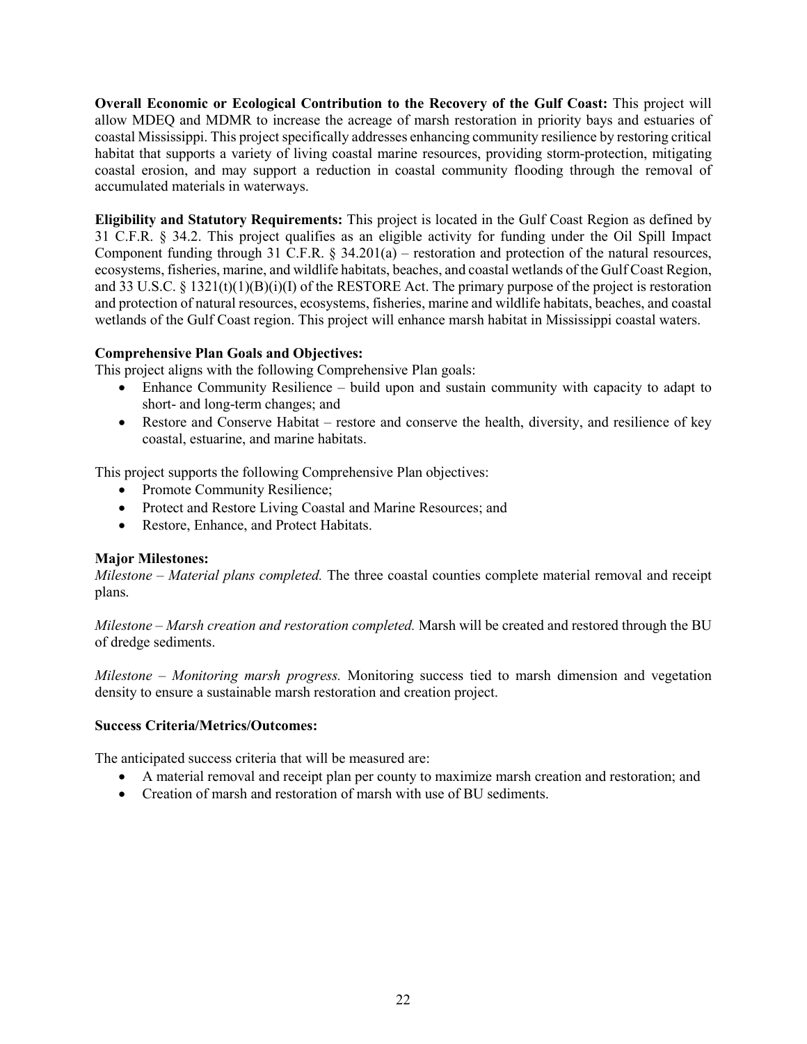**Overall Economic or Ecological Contribution to the Recovery of the Gulf Coast:** This project will allow MDEQ and MDMR to increase the acreage of marsh restoration in priority bays and estuaries of coastal Mississippi. This project specifically addresses enhancing community resilience by restoring critical habitat that supports a variety of living coastal marine resources, providing storm-protection, mitigating coastal erosion, and may support a reduction in coastal community flooding through the removal of accumulated materials in waterways.

**Eligibility and Statutory Requirements:** This project is located in the Gulf Coast Region as defined by 31 C.F.R. § 34.2. This project qualifies as an eligible activity for funding under the Oil Spill Impact Component funding through 31 C.F.R. § 34.201(a) – restoration and protection of the natural resources, ecosystems, fisheries, marine, and wildlife habitats, beaches, and coastal wetlands of the Gulf Coast Region, and 33 U.S.C. § 1321(t)(1)(B)(i)(I) of the RESTORE Act. The primary purpose of the project is restoration and protection of natural resources, ecosystems, fisheries, marine and wildlife habitats, beaches, and coastal wetlands of the Gulf Coast region. This project will enhance marsh habitat in Mississippi coastal waters.

**Comprehensive Plan Goals and Objectives:**

This project aligns with the following Comprehensive Plan goals:

- Enhance Community Resilience – build upon and sustain community with capacity to adapt to short- and long-term changes; and
- Restore and Conserve Habitat – restore and conserve the health, diversity, and resilience of key coastal, estuarine, and marine habitats.

This project supports the following Comprehensive Plan objectives:

- Promote Community Resilience;
- Protect and Restore Living Coastal and Marine Resources; and
- Restore, Enhance, and Protect Habitats.

**Major Milestones:**

*Milestone – Material plans completed.* The three coastal counties complete material removal and receipt plans.

*Milestone – Marsh creation and restoration completed.* Marsh will be created and restored through the BU of dredge sediments.

*Milestone – Monitoring marsh progress.* Monitoring success tied to marsh dimension and vegetation density to ensure a sustainable marsh restoration and creation project.

**Success Criteria/Metrics/Outcomes:**

The anticipated success criteria that will be measured are:

- A material removal and receipt plan per county to maximize marsh creation and restoration; and
- Creation of marsh and restoration of marsh with use of BU sediments.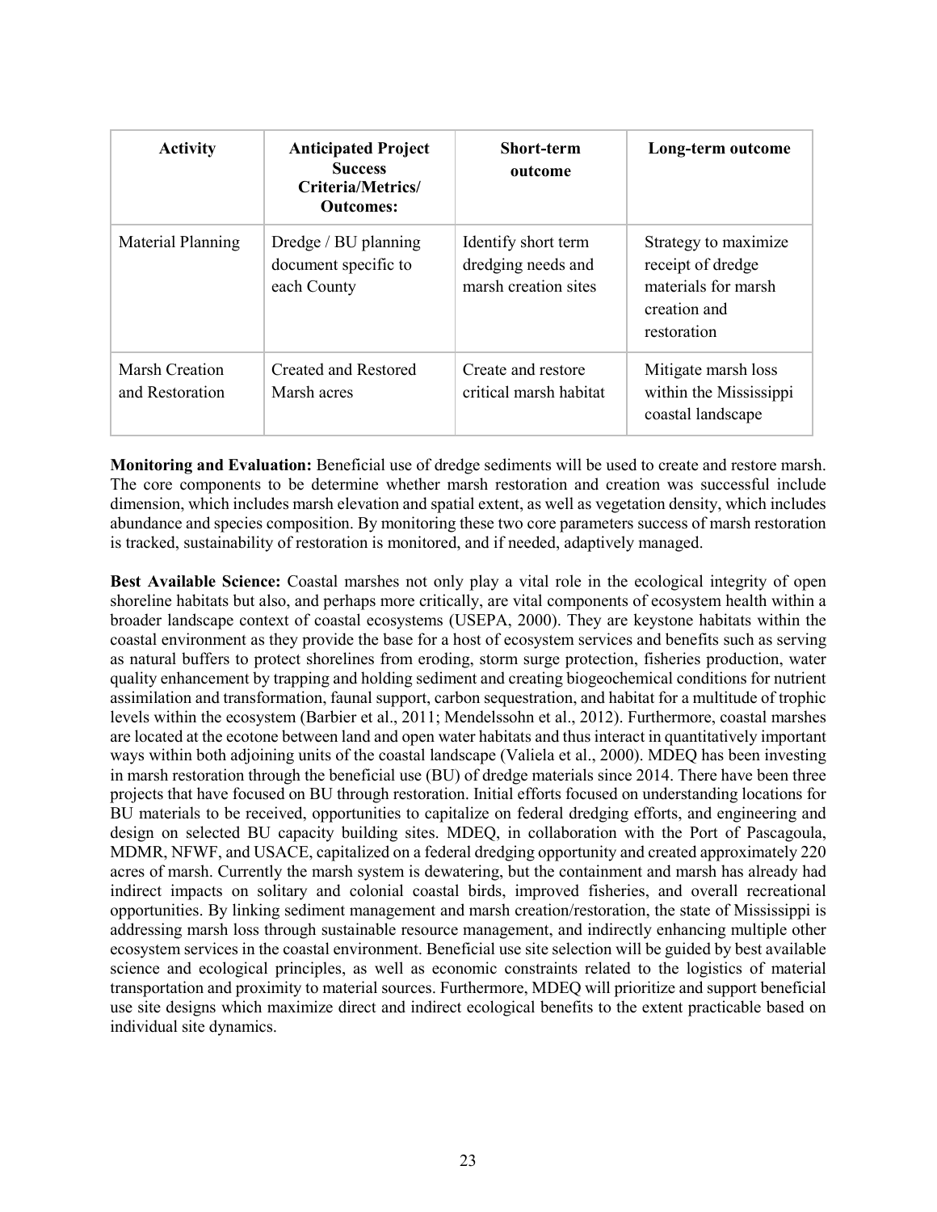| Activity | Anticipated Project Success Criteria/Metrics/ Outcomes: | Short-term outcome | Long-term outcome |
|---|---|---|---|
| Material Planning | Dredge / BU planning document specific to each County | Identify short term dredging needs and marsh creation sites | Strategy to maximize receipt of dredge materials for marsh creation and restoration |
| Marsh Creation and Restoration | Created and Restored Marsh acres | Create and restore critical marsh habitat | Mitigate marsh loss within the Mississippi coastal landscape |

**Monitoring and Evaluation:** Beneficial use of dredge sediments will be used to create and restore marsh. The core components to be determine whether marsh restoration and creation was successful include dimension, which includes marsh elevation and spatial extent, as well as vegetation density, which includes abundance and species composition. By monitoring these two core parameters success of marsh restoration is tracked, sustainability of restoration is monitored, and if needed, adaptively managed.

**Best Available Science:** Coastal marshes not only play a vital role in the ecological integrity of open shoreline habitats but also, and perhaps more critically, are vital components of ecosystem health within a broader landscape context of coastal ecosystems (USEPA, 2000). They are keystone habitats within the coastal environment as they provide the base for a host of ecosystem services and benefits such as serving as natural buffers to protect shorelines from eroding, storm surge protection, fisheries production, water quality enhancement by trapping and holding sediment and creating biogeochemical conditions for nutrient assimilation and transformation, faunal support, carbon sequestration, and habitat for a multitude of trophic levels within the ecosystem (Barbier et al., 2011; Mendelssohn et al., 2012). Furthermore, coastal marshes are located at the ecotone between land and open water habitats and thus interact in quantitatively important ways within both adjoining units of the coastal landscape (Valiela et al., 2000). MDEQ has been investing in marsh restoration through the beneficial use (BU) of dredge materials since 2014. There have been three projects that have focused on BU through restoration. Initial efforts focused on understanding locations for BU materials to be received, opportunities to capitalize on federal dredging efforts, and engineering and design on selected BU capacity building sites. MDEQ, in collaboration with the Port of Pascagoula, MDMR, NFWF, and USACE, capitalized on a federal dredging opportunity and created approximately 220 acres of marsh. Currently the marsh system is dewatering, but the containment and marsh has already had indirect impacts on solitary and colonial coastal birds, improved fisheries, and overall recreational opportunities. By linking sediment management and marsh creation/restoration, the state of Mississippi is addressing marsh loss through sustainable resource management, and indirectly enhancing multiple other ecosystem services in the coastal environment. Beneficial use site selection will be guided by best available science and ecological principles, as well as economic constraints related to the logistics of material transportation and proximity to material sources. Furthermore, MDEQ will prioritize and support beneficial use site designs which maximize direct and indirect ecological benefits to the extent practicable based on individual site dynamics.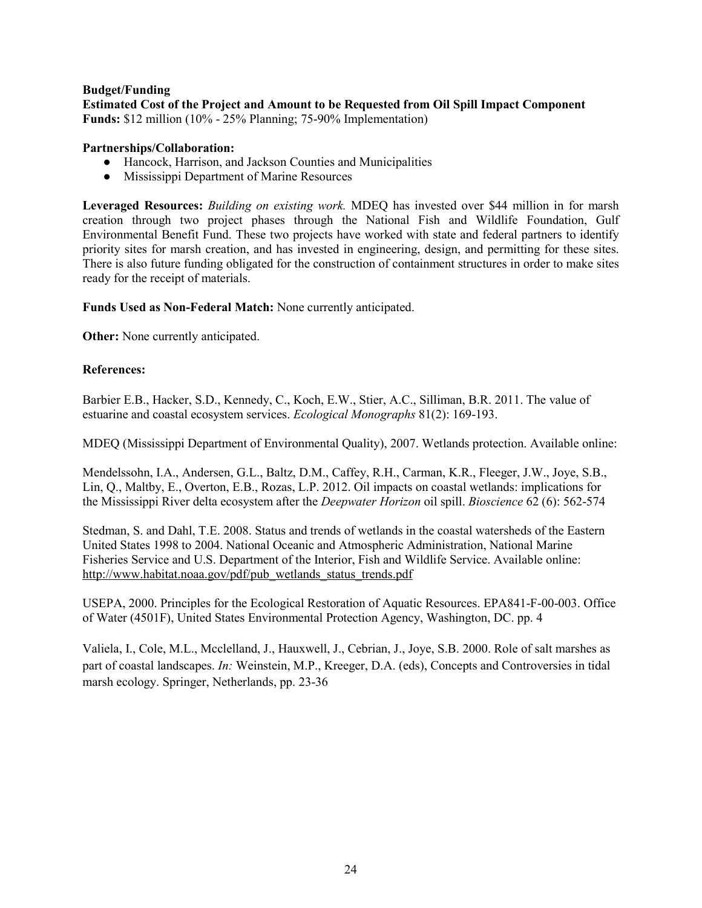**Budget/Funding**

**Estimated Cost of the Project and Amount to be Requested from Oil Spill Impact Component Funds:** $12 million (10% - 25% Planning; 75-90% Implementation)

**Partnerships/Collaboration:**

- Hancock, Harrison, and Jackson Counties and Municipalities
- Mississippi Department of Marine Resources

**Leveraged Resources:** *Building on existing work.* MDEQ has invested over $44 million in for marsh creation through two project phases through the National Fish and Wildlife Foundation, Gulf Environmental Benefit Fund. These two projects have worked with state and federal partners to identify priority sites for marsh creation, and has invested in engineering, design, and permitting for these sites. There is also future funding obligated for the construction of containment structures in order to make sites ready for the receipt of materials.

**Funds Used as Non-Federal Match:** None currently anticipated.

**Other:** None currently anticipated.

**References:**

Barbier E.B., Hacker, S.D., Kennedy, C., Koch, E.W., Stier, A.C., Silliman, B.R. 2011. The value of estuarine and coastal ecosystem services. *Ecological Monographs* 81(2): 169-193.

MDEQ (Mississippi Department of Environmental Quality), 2007. Wetlands protection. Available online:

Mendelssohn, I.A., Andersen, G.L., Baltz, D.M., Caffey, R.H., Carman, K.R., Fleeger, J.W., Joye, S.B., Lin, Q., Maltby, E., Overton, E.B., Rozas, L.P. 2012. Oil impacts on coastal wetlands: implications for the Mississippi River delta ecosystem after the *Deepwater Horizon* oil spill. *Bioscience* 62 (6): 562-574

Stedman, S. and Dahl, T.E. 2008. Status and trends of wetlands in the coastal watersheds of the Eastern United States 1998 to 2004. National Oceanic and Atmospheric Administration, National Marine Fisheries Service and U.S. Department of the Interior, Fish and Wildlife Service. Available online: http://www.habitat.noaa.gov/pdf/pub_wetlands_status_trends.pdf

USEPA, 2000. Principles for the Ecological Restoration of Aquatic Resources. EPA841-F-00-003. Office of Water (4501F), United States Environmental Protection Agency, Washington, DC. pp. 4

Valiela, I., Cole, M.L., Mcclelland, J., Hauxwell, J., Cebrian, J., Joye, S.B. 2000. Role of salt marshes as part of coastal landscapes. *In:* Weinstein, M.P., Kreeger, D.A. (eds), Concepts and Controversies in tidal marsh ecology. Springer, Netherlands, pp. 23-36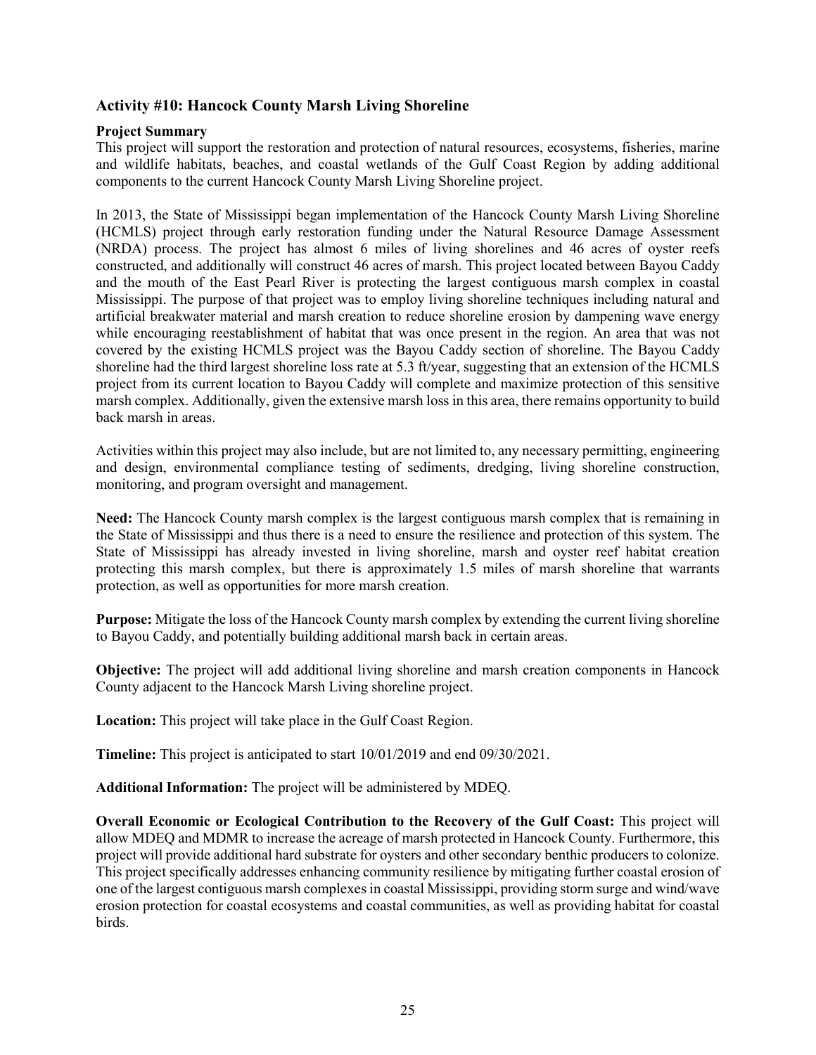## Activity #10: Hancock County Marsh Living Shoreline

**Project Summary**

This project will support the restoration and protection of natural resources, ecosystems, fisheries, marine and wildlife habitats, beaches, and coastal wetlands of the Gulf Coast Region by adding additional components to the current Hancock County Marsh Living Shoreline project.

In 2013, the State of Mississippi began implementation of the Hancock County Marsh Living Shoreline (HCMLS) project through early restoration funding under the Natural Resource Damage Assessment (NRDA) process. The project has almost 6 miles of living shorelines and 46 acres of oyster reefs constructed, and additionally will construct 46 acres of marsh. This project located between Bayou Caddy and the mouth of the East Pearl River is protecting the largest contiguous marsh complex in coastal Mississippi. The purpose of that project was to employ living shoreline techniques including natural and artificial breakwater material and marsh creation to reduce shoreline erosion by dampening wave energy while encouraging reestablishment of habitat that was once present in the region. An area that was not covered by the existing HCMLS project was the Bayou Caddy section of shoreline. The Bayou Caddy shoreline had the third largest shoreline loss rate at 5.3 ft/year, suggesting that an extension of the HCMLS project from its current location to Bayou Caddy will complete and maximize protection of this sensitive marsh complex. Additionally, given the extensive marsh loss in this area, there remains opportunity to build back marsh in areas.

Activities within this project may also include, but are not limited to, any necessary permitting, engineering and design, environmental compliance testing of sediments, dredging, living shoreline construction, monitoring, and program oversight and management.

**Need:** The Hancock County marsh complex is the largest contiguous marsh complex that is remaining in the State of Mississippi and thus there is a need to ensure the resilience and protection of this system. The State of Mississippi has already invested in living shoreline, marsh and oyster reef habitat creation protecting this marsh complex, but there is approximately 1.5 miles of marsh shoreline that warrants protection, as well as opportunities for more marsh creation.

**Purpose:** Mitigate the loss of the Hancock County marsh complex by extending the current living shoreline to Bayou Caddy, and potentially building additional marsh back in certain areas.

**Objective:** The project will add additional living shoreline and marsh creation components in Hancock County adjacent to the Hancock Marsh Living shoreline project.

**Location:** This project will take place in the Gulf Coast Region.

**Timeline:** This project is anticipated to start 10/01/2019 and end 09/30/2021.

**Additional Information:** The project will be administered by MDEQ.

**Overall Economic or Ecological Contribution to the Recovery of the Gulf Coast:** This project will allow MDEQ and MDMR to increase the acreage of marsh protected in Hancock County. Furthermore, this project will provide additional hard substrate for oysters and other secondary benthic producers to colonize. This project specifically addresses enhancing community resilience by mitigating further coastal erosion of one of the largest contiguous marsh complexes in coastal Mississippi, providing storm surge and wind/wave erosion protection for coastal ecosystems and coastal communities, as well as providing habitat for coastal birds.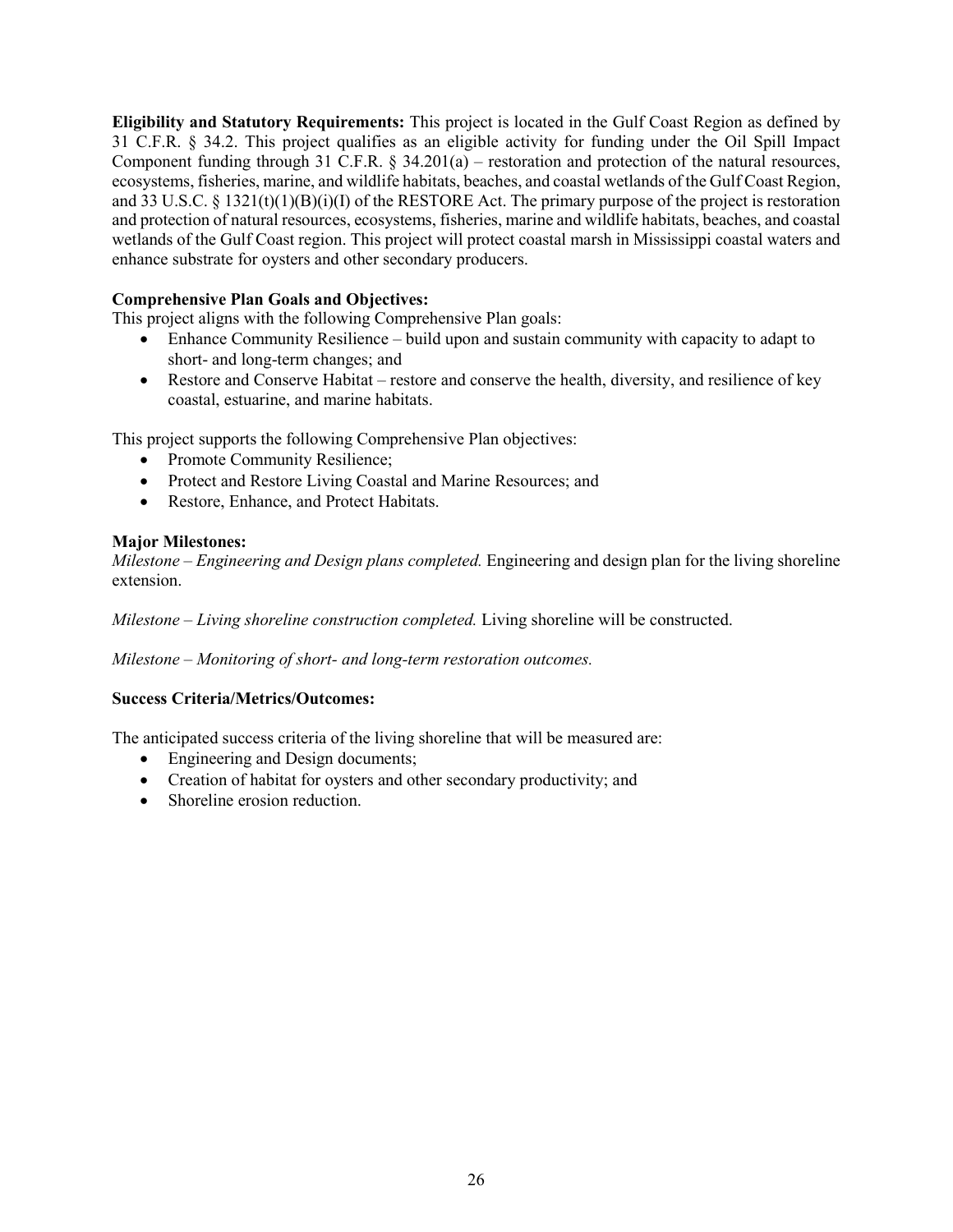**Eligibility and Statutory Requirements:** This project is located in the Gulf Coast Region as defined by 31 C.F.R. § 34.2. This project qualifies as an eligible activity for funding under the Oil Spill Impact Component funding through 31 C.F.R. § 34.201(a) – restoration and protection of the natural resources, ecosystems, fisheries, marine, and wildlife habitats, beaches, and coastal wetlands of the Gulf Coast Region, and 33 U.S.C. § 1321(t)(1)(B)(i)(I) of the RESTORE Act. The primary purpose of the project is restoration and protection of natural resources, ecosystems, fisheries, marine and wildlife habitats, beaches, and coastal wetlands of the Gulf Coast region. This project will protect coastal marsh in Mississippi coastal waters and enhance substrate for oysters and other secondary producers.

**Comprehensive Plan Goals and Objectives:**
This project aligns with the following Comprehensive Plan goals:

- Enhance Community Resilience – build upon and sustain community with capacity to adapt to short- and long-term changes; and
- Restore and Conserve Habitat – restore and conserve the health, diversity, and resilience of key coastal, estuarine, and marine habitats.

This project supports the following Comprehensive Plan objectives:

- Promote Community Resilience;
- Protect and Restore Living Coastal and Marine Resources; and
- Restore, Enhance, and Protect Habitats.

**Major Milestones:**
*Milestone – Engineering and Design plans completed.* Engineering and design plan for the living shoreline extension.

*Milestone – Living shoreline construction completed.* Living shoreline will be constructed.

*Milestone – Monitoring of short- and long-term restoration outcomes.*

**Success Criteria/Metrics/Outcomes:**

The anticipated success criteria of the living shoreline that will be measured are:

- Engineering and Design documents;
- Creation of habitat for oysters and other secondary productivity; and
- Shoreline erosion reduction.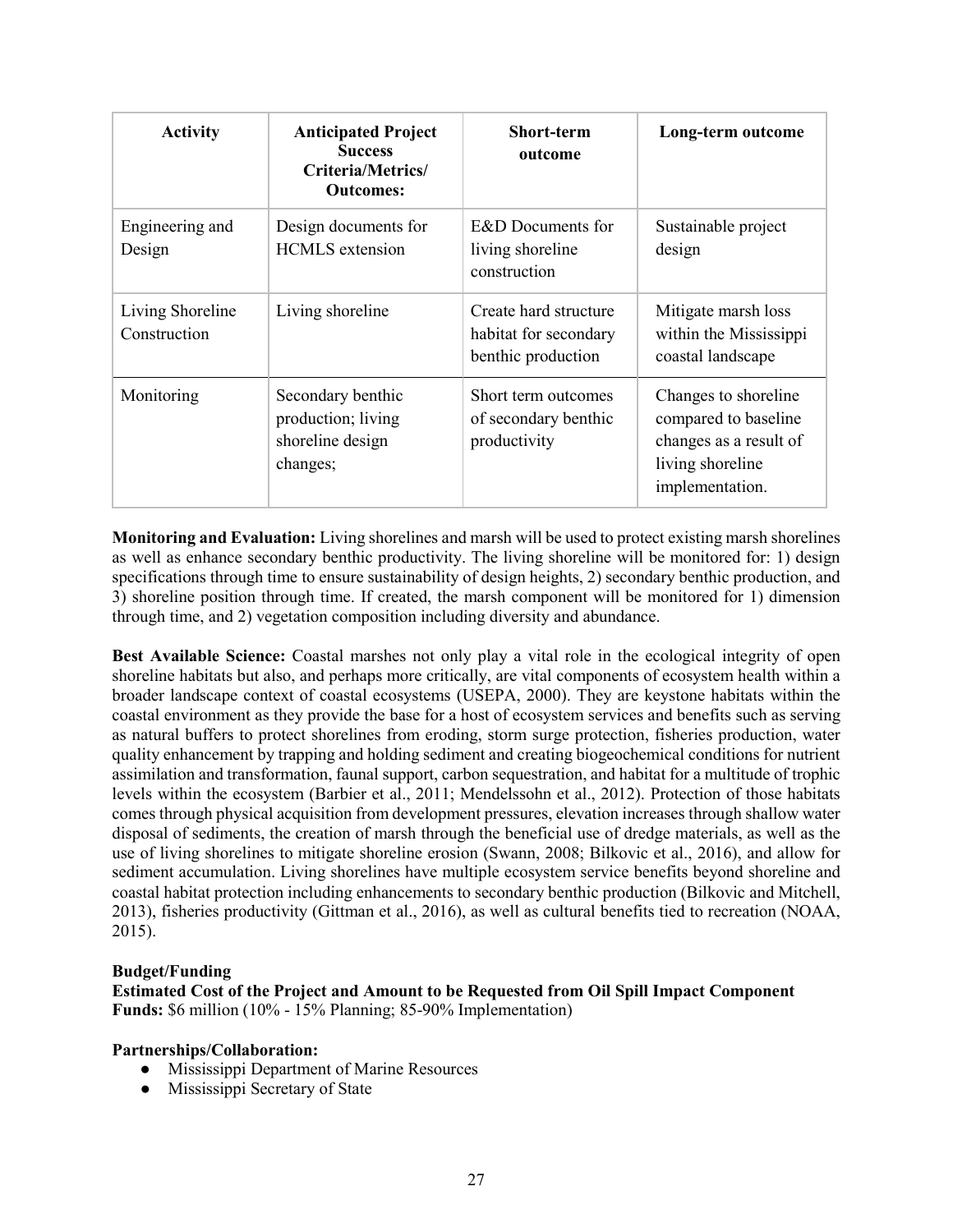| Activity | Anticipated Project Success Criteria/Metrics/ Outcomes: | Short-term outcome | Long-term outcome |
|---|---|---|---|
| Engineering and Design | Design documents for HCMLS extension | E&D Documents for living shoreline construction | Sustainable project design |
| Living Shoreline Construction | Living shoreline | Create hard structure habitat for secondary benthic production | Mitigate marsh loss within the Mississippi coastal landscape |
| Monitoring | Secondary benthic production; living shoreline design changes; | Short term outcomes of secondary benthic productivity | Changes to shoreline compared to baseline changes as a result of living shoreline implementation. |

**Monitoring and Evaluation:** Living shorelines and marsh will be used to protect existing marsh shorelines as well as enhance secondary benthic productivity. The living shoreline will be monitored for: 1) design specifications through time to ensure sustainability of design heights, 2) secondary benthic production, and 3) shoreline position through time. If created, the marsh component will be monitored for 1) dimension through time, and 2) vegetation composition including diversity and abundance.

**Best Available Science:** Coastal marshes not only play a vital role in the ecological integrity of open shoreline habitats but also, and perhaps more critically, are vital components of ecosystem health within a broader landscape context of coastal ecosystems (USEPA, 2000). They are keystone habitats within the coastal environment as they provide the base for a host of ecosystem services and benefits such as serving as natural buffers to protect shorelines from eroding, storm surge protection, fisheries production, water quality enhancement by trapping and holding sediment and creating biogeochemical conditions for nutrient assimilation and transformation, faunal support, carbon sequestration, and habitat for a multitude of trophic levels within the ecosystem (Barbier et al., 2011; Mendelssohn et al., 2012). Protection of those habitats comes through physical acquisition from development pressures, elevation increases through shallow water disposal of sediments, the creation of marsh through the beneficial use of dredge materials, as well as the use of living shorelines to mitigate shoreline erosion (Swann, 2008; Bilkovic et al., 2016), and allow for sediment accumulation. Living shorelines have multiple ecosystem service benefits beyond shoreline and coastal habitat protection including enhancements to secondary benthic production (Bilkovic and Mitchell, 2013), fisheries productivity (Gittman et al., 2016), as well as cultural benefits tied to recreation (NOAA, 2015).

**Budget/Funding**

**Estimated Cost of the Project and Amount to be Requested from Oil Spill Impact Component Funds:** $6 million (10% - 15% Planning; 85-90% Implementation)

**Partnerships/Collaboration:**

- Mississippi Department of Marine Resources
- Mississippi Secretary of State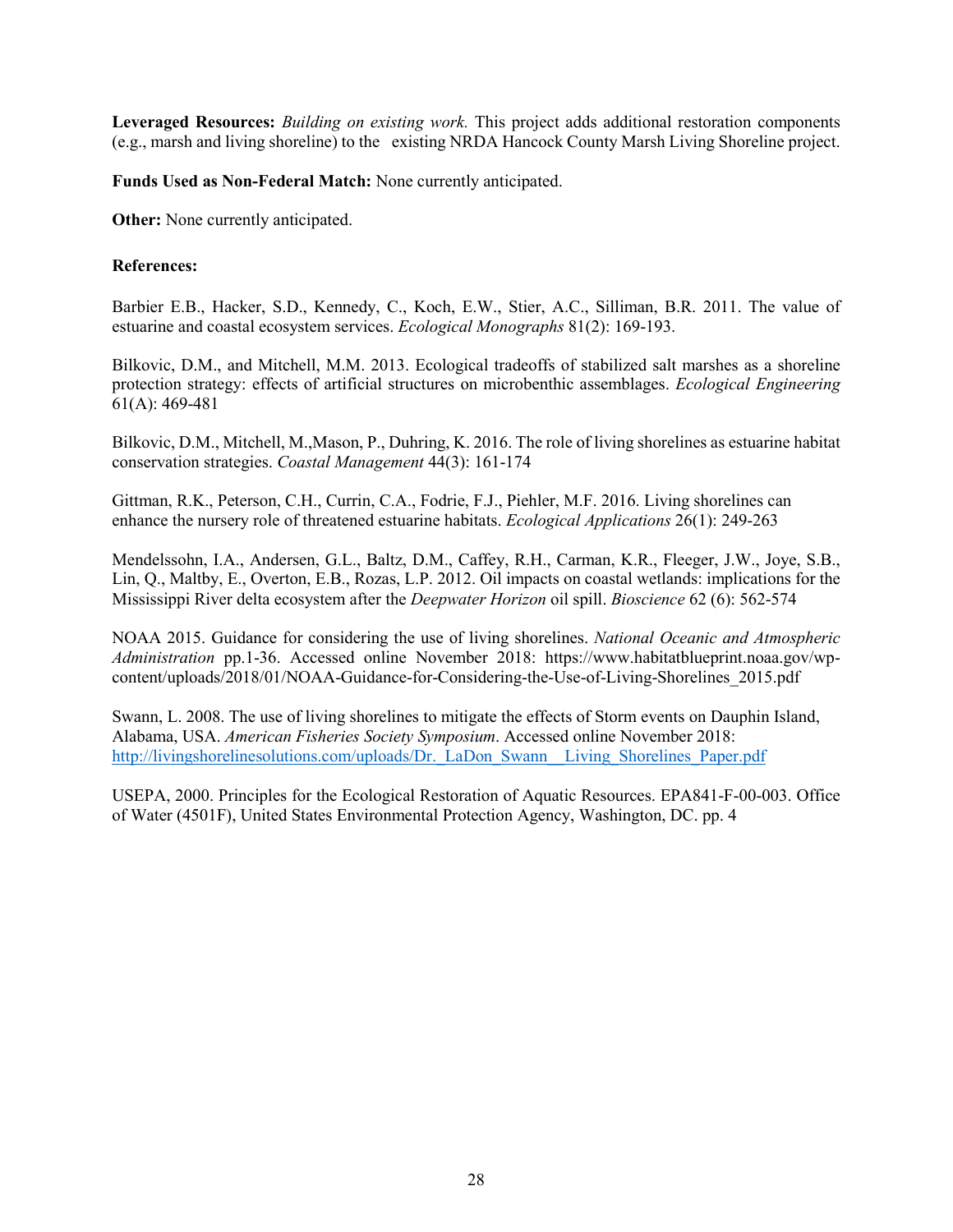**Leveraged Resources:** *Building on existing work.* This project adds additional restoration components (e.g., marsh and living shoreline) to the existing NRDA Hancock County Marsh Living Shoreline project.

**Funds Used as Non-Federal Match:** None currently anticipated.

**Other:** None currently anticipated.

**References:**

Barbier E.B., Hacker, S.D., Kennedy, C., Koch, E.W., Stier, A.C., Silliman, B.R. 2011. The value of estuarine and coastal ecosystem services. *Ecological Monographs* 81(2): 169-193.

Bilkovic, D.M., and Mitchell, M.M. 2013. Ecological tradeoffs of stabilized salt marshes as a shoreline protection strategy: effects of artificial structures on microbenthic assemblages. *Ecological Engineering* 61(A): 469-481

Bilkovic, D.M., Mitchell, M.,Mason, P., Duhring, K. 2016. The role of living shorelines as estuarine habitat conservation strategies. *Coastal Management* 44(3): 161-174

Gittman, R.K., Peterson, C.H., Currin, C.A., Fodrie, F.J., Piehler, M.F. 2016. Living shorelines can enhance the nursery role of threatened estuarine habitats. *Ecological Applications* 26(1): 249-263

Mendelssohn, I.A., Andersen, G.L., Baltz, D.M., Caffey, R.H., Carman, K.R., Fleeger, J.W., Joye, S.B., Lin, Q., Maltby, E., Overton, E.B., Rozas, L.P. 2012. Oil impacts on coastal wetlands: implications for the Mississippi River delta ecosystem after the *Deepwater Horizon* oil spill. *Bioscience* 62 (6): 562-574

NOAA 2015. Guidance for considering the use of living shorelines. *National Oceanic and Atmospheric Administration* pp.1-36. Accessed online November 2018: https://www.habitatblueprint.noaa.gov/wp-content/uploads/2018/01/NOAA-Guidance-for-Considering-the-Use-of-Living-Shorelines_2015.pdf

Swann, L. 2008. The use of living shorelines to mitigate the effects of Storm events on Dauphin Island, Alabama, USA. *American Fisheries Society Symposium*. Accessed online November 2018: http://livingshorelinesolutions.com/uploads/Dr._LaDon_Swann__Living_Shorelines_Paper.pdf

USEPA, 2000. Principles for the Ecological Restoration of Aquatic Resources. EPA841-F-00-003. Office of Water (4501F), United States Environmental Protection Agency, Washington, DC. pp. 4